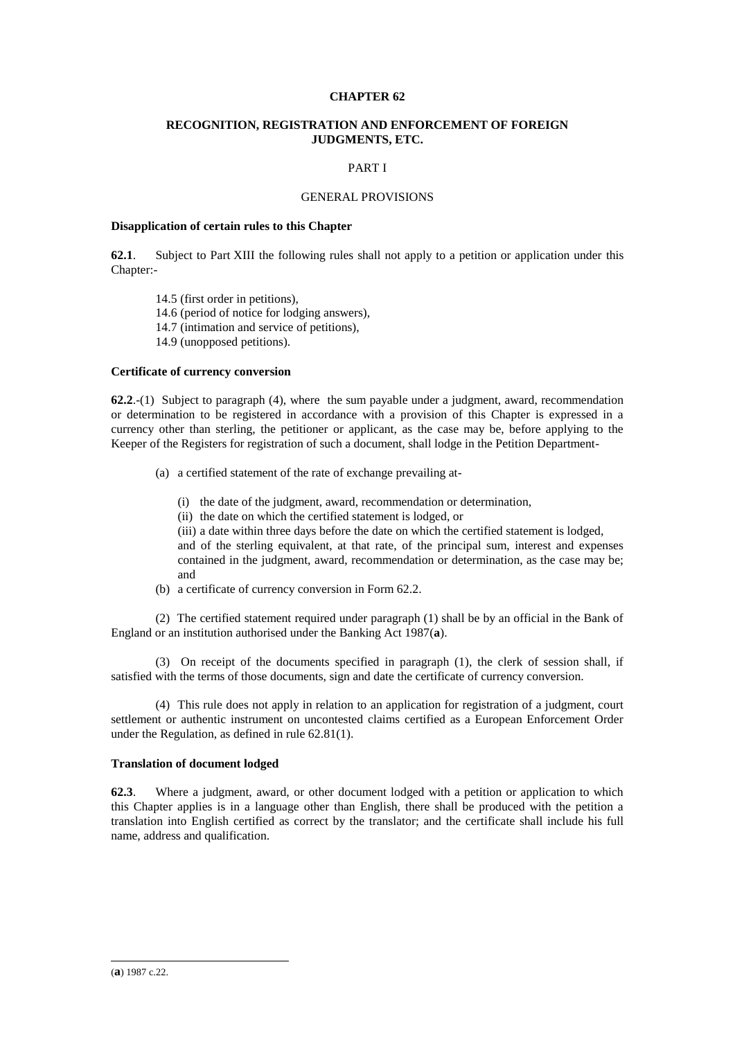# CHAPTER 62

## RECOGNITION, REGISTRATION AND ENFORCEMENT OF FOREIGN JUDGMENTS, ETC.

### PART I

### GENERAL PROVISIONS

**Disapplication of certain rules to this Chapter**

**62.1**. Subject to Part XIII the following rules shall not apply to a petition or application under this Chapter:-

14.5 (first order in petitions),
14.6 (period of notice for lodging answers),
14.7 (intimation and service of petitions),
14.9 (unopposed petitions).

**Certificate of currency conversion**

**62.2**.-(1) Subject to paragraph (4), where the sum payable under a judgment, award, recommendation or determination to be registered in accordance with a provision of this Chapter is expressed in a currency other than sterling, the petitioner or applicant, as the case may be, before applying to the Keeper of the Registers for registration of such a document, shall lodge in the Petition Department-

(a) a certified statement of the rate of exchange prevailing at-

(i) the date of the judgment, award, recommendation or determination,
(ii) the date on which the certified statement is lodged, or
(iii) a date within three days before the date on which the certified statement is lodged,

and of the sterling equivalent, at that rate, of the principal sum, interest and expenses contained in the judgment, award, recommendation or determination, as the case may be; and

(b) a certificate of currency conversion in Form 62.2.

(2) The certified statement required under paragraph (1) shall be by an official in the Bank of England or an institution authorised under the Banking Act 1987(**a**).

(3) On receipt of the documents specified in paragraph (1), the clerk of session shall, if satisfied with the terms of those documents, sign and date the certificate of currency conversion.

(4) This rule does not apply in relation to an application for registration of a judgment, court settlement or authentic instrument on uncontested claims certified as a European Enforcement Order under the Regulation, as defined in rule 62.81(1).

**Translation of document lodged**

**62.3**. Where a judgment, award, or other document lodged with a petition or application to which this Chapter applies is in a language other than English, there shall be produced with the petition a translation into English certified as correct by the translator; and the certificate shall include his full name, address and qualification.

(**a**) 1987 c.22.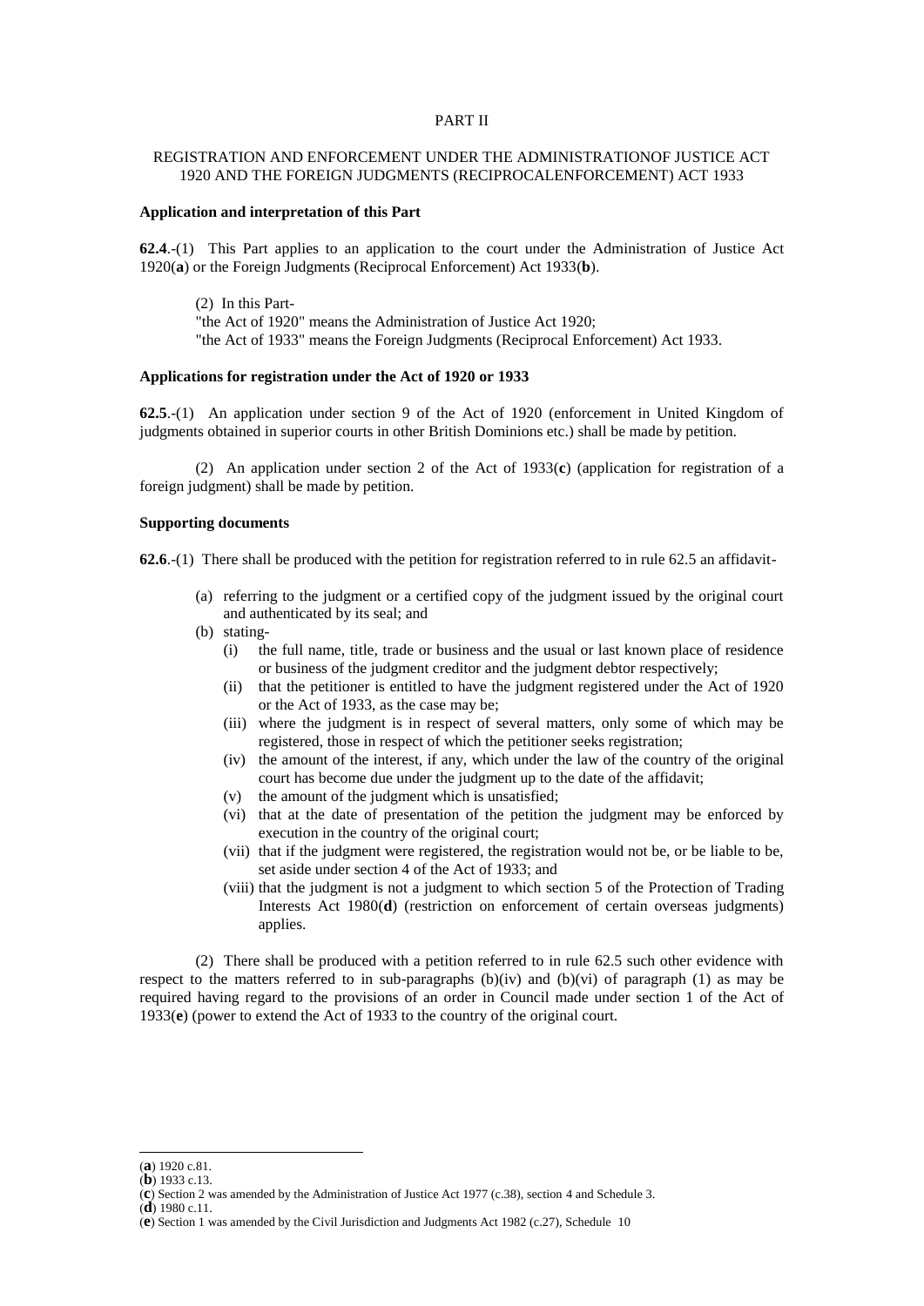## PART II

## REGISTRATION AND ENFORCEMENT UNDER THE ADMINISTRATIONOF JUSTICE ACT 1920 AND THE FOREIGN JUDGMENTS (RECIPROCALENFORCEMENT) ACT 1933

**Application and interpretation of this Part**

**62.4**.-(1) This Part applies to an application to the court under the Administration of Justice Act 1920(**a**) or the Foreign Judgments (Reciprocal Enforcement) Act 1933(**b**).

(2) In this Part-
"the Act of 1920" means the Administration of Justice Act 1920;
"the Act of 1933" means the Foreign Judgments (Reciprocal Enforcement) Act 1933.

**Applications for registration under the Act of 1920 or 1933**

**62.5**.-(1) An application under section 9 of the Act of 1920 (enforcement in United Kingdom of judgments obtained in superior courts in other British Dominions etc.) shall be made by petition.

(2) An application under section 2 of the Act of 1933(**c**) (application for registration of a foreign judgment) shall be made by petition.

**Supporting documents**

**62.6**.-(1) There shall be produced with the petition for registration referred to in rule 62.5 an affidavit-

- (a) referring to the judgment or a certified copy of the judgment issued by the original court and authenticated by its seal; and
- (b) stating-
  - (i) the full name, title, trade or business and the usual or last known place of residence or business of the judgment creditor and the judgment debtor respectively;
  - (ii) that the petitioner is entitled to have the judgment registered under the Act of 1920 or the Act of 1933, as the case may be;
  - (iii) where the judgment is in respect of several matters, only some of which may be registered, those in respect of which the petitioner seeks registration;
  - (iv) the amount of the interest, if any, which under the law of the country of the original court has become due under the judgment up to the date of the affidavit;
  - (v) the amount of the judgment which is unsatisfied;
  - (vi) that at the date of presentation of the petition the judgment may be enforced by execution in the country of the original court;
  - (vii) that if the judgment were registered, the registration would not be, or be liable to be, set aside under section 4 of the Act of 1933; and
  - (viii) that the judgment is not a judgment to which section 5 of the Protection of Trading Interests Act 1980(**d**) (restriction on enforcement of certain overseas judgments) applies.

(2) There shall be produced with a petition referred to in rule 62.5 such other evidence with respect to the matters referred to in sub-paragraphs (b)(iv) and (b)(vi) of paragraph (1) as may be required having regard to the provisions of an order in Council made under section 1 of the Act of 1933(**e**) (power to extend the Act of 1933 to the country of the original court.

---

(**a**) 1920 c.81.
(**b**) 1933 c.13.
(**c**) Section 2 was amended by the Administration of Justice Act 1977 (c.38), section 4 and Schedule 3.
(**d**) 1980 c.11.
(**e**) Section 1 was amended by the Civil Jurisdiction and Judgments Act 1982 (c.27), Schedule 10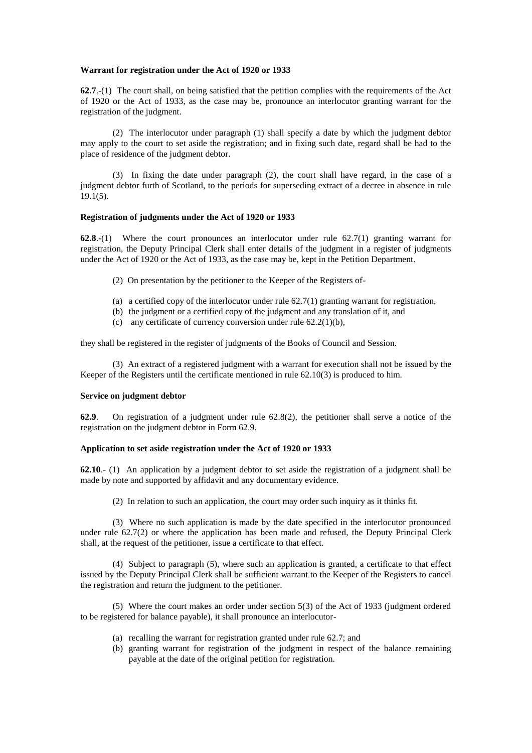**Warrant for registration under the Act of 1920 or 1933**

**62.7**.-(1) The court shall, on being satisfied that the petition complies with the requirements of the Act of 1920 or the Act of 1933, as the case may be, pronounce an interlocutor granting warrant for the registration of the judgment.

(2) The interlocutor under paragraph (1) shall specify a date by which the judgment debtor may apply to the court to set aside the registration; and in fixing such date, regard shall be had to the place of residence of the judgment debtor.

(3) In fixing the date under paragraph (2), the court shall have regard, in the case of a judgment debtor furth of Scotland, to the periods for superseding extract of a decree in absence in rule 19.1(5).

**Registration of judgments under the Act of 1920 or 1933**

**62.8**.-(1) Where the court pronounces an interlocutor under rule 62.7(1) granting warrant for registration, the Deputy Principal Clerk shall enter details of the judgment in a register of judgments under the Act of 1920 or the Act of 1933, as the case may be, kept in the Petition Department.

(2) On presentation by the petitioner to the Keeper of the Registers of-

(a) a certified copy of the interlocutor under rule 62.7(1) granting warrant for registration,
(b) the judgment or a certified copy of the judgment and any translation of it, and
(c) any certificate of currency conversion under rule 62.2(1)(b),

they shall be registered in the register of judgments of the Books of Council and Session.

(3) An extract of a registered judgment with a warrant for execution shall not be issued by the Keeper of the Registers until the certificate mentioned in rule 62.10(3) is produced to him.

**Service on judgment debtor**

**62.9**. On registration of a judgment under rule 62.8(2), the petitioner shall serve a notice of the registration on the judgment debtor in Form 62.9.

**Application to set aside registration under the Act of 1920 or 1933**

**62.10**.- (1) An application by a judgment debtor to set aside the registration of a judgment shall be made by note and supported by affidavit and any documentary evidence.

(2) In relation to such an application, the court may order such inquiry as it thinks fit.

(3) Where no such application is made by the date specified in the interlocutor pronounced under rule 62.7(2) or where the application has been made and refused, the Deputy Principal Clerk shall, at the request of the petitioner, issue a certificate to that effect.

(4) Subject to paragraph (5), where such an application is granted, a certificate to that effect issued by the Deputy Principal Clerk shall be sufficient warrant to the Keeper of the Registers to cancel the registration and return the judgment to the petitioner.

(5) Where the court makes an order under section 5(3) of the Act of 1933 (judgment ordered to be registered for balance payable), it shall pronounce an interlocutor-

(a) recalling the warrant for registration granted under rule 62.7; and
(b) granting warrant for registration of the judgment in respect of the balance remaining payable at the date of the original petition for registration.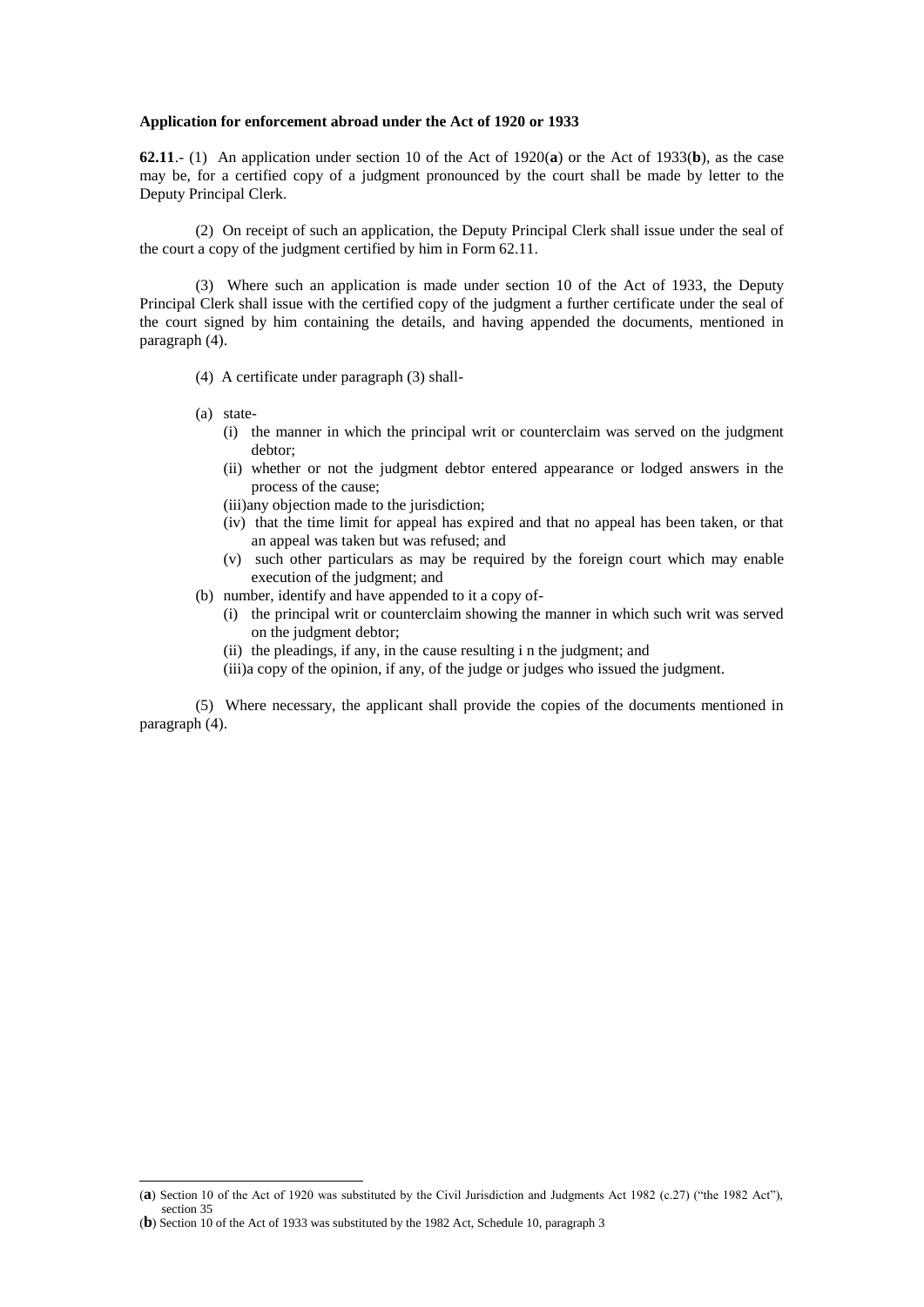**Application for enforcement abroad under the Act of 1920 or 1933**

**62.11**.- (1) An application under section 10 of the Act of 1920(**a**) or the Act of 1933(**b**), as the case may be, for a certified copy of a judgment pronounced by the court shall be made by letter to the Deputy Principal Clerk.

(2) On receipt of such an application, the Deputy Principal Clerk shall issue under the seal of the court a copy of the judgment certified by him in Form 62.11.

(3) Where such an application is made under section 10 of the Act of 1933, the Deputy Principal Clerk shall issue with the certified copy of the judgment a further certificate under the seal of the court signed by him containing the details, and having appended the documents, mentioned in paragraph (4).

(4) A certificate under paragraph (3) shall-

- (a) state-
  - (i) the manner in which the principal writ or counterclaim was served on the judgment debtor;
  - (ii) whether or not the judgment debtor entered appearance or lodged answers in the process of the cause;
  - (iii)any objection made to the jurisdiction;
  - (iv) that the time limit for appeal has expired and that no appeal has been taken, or that an appeal was taken but was refused; and
  - (v) such other particulars as may be required by the foreign court which may enable execution of the judgment; and
- (b) number, identify and have appended to it a copy of-
  - (i) the principal writ or counterclaim showing the manner in which such writ was served on the judgment debtor;
  - (ii) the pleadings, if any, in the cause resulting i n the judgment; and
  - (iii)a copy of the opinion, if any, of the judge or judges who issued the judgment.

(5) Where necessary, the applicant shall provide the copies of the documents mentioned in paragraph (4).

---

(**a**) Section 10 of the Act of 1920 was substituted by the Civil Jurisdiction and Judgments Act 1982 (c.27) ("the 1982 Act"), section 35

(**b**) Section 10 of the Act of 1933 was substituted by the 1982 Act, Schedule 10, paragraph 3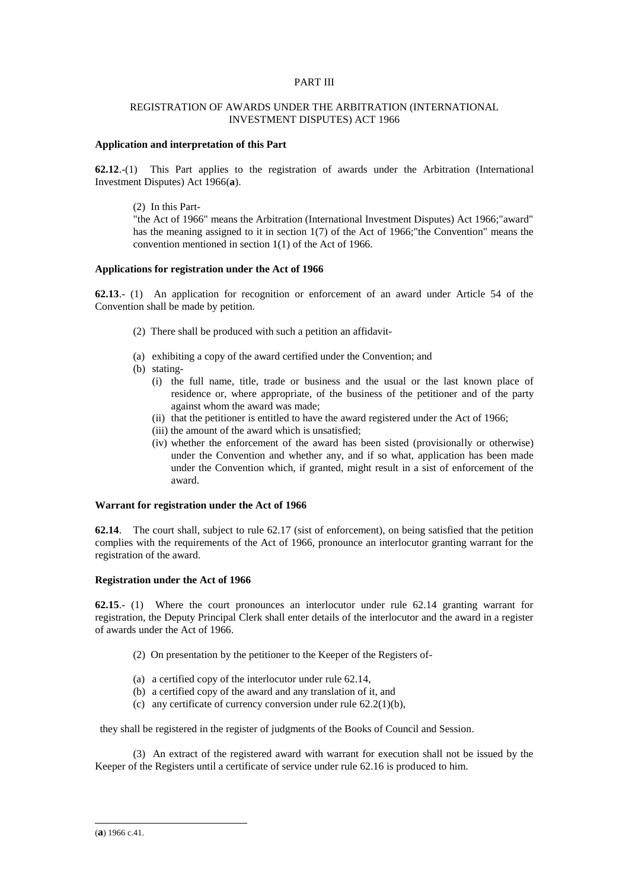PART III

REGISTRATION OF AWARDS UNDER THE ARBITRATION (INTERNATIONAL INVESTMENT DISPUTES) ACT 1966

**Application and interpretation of this Part**

**62.12**.-(1) This Part applies to the registration of awards under the Arbitration (International Investment Disputes) Act 1966(**a**).

(2) In this Part-
"the Act of 1966" means the Arbitration (International Investment Disputes) Act 1966;"award" has the meaning assigned to it in section 1(7) of the Act of 1966;"the Convention" means the convention mentioned in section 1(1) of the Act of 1966.

**Applications for registration under the Act of 1966**

**62.13**.- (1) An application for recognition or enforcement of an award under Article 54 of the Convention shall be made by petition.

(2) There shall be produced with such a petition an affidavit-

(a) exhibiting a copy of the award certified under the Convention; and
(b) stating-
  (i) the full name, title, trade or business and the usual or the last known place of residence or, where appropriate, of the business of the petitioner and of the party against whom the award was made;
  (ii) that the petitioner is entitled to have the award registered under the Act of 1966;
  (iii) the amount of the award which is unsatisfied;
  (iv) whether the enforcement of the award has been sisted (provisionally or otherwise) under the Convention and whether any, and if so what, application has been made under the Convention which, if granted, might result in a sist of enforcement of the award.

**Warrant for registration under the Act of 1966**

**62.14**. The court shall, subject to rule 62.17 (sist of enforcement), on being satisfied that the petition complies with the requirements of the Act of 1966, pronounce an interlocutor granting warrant for the registration of the award.

**Registration under the Act of 1966**

**62.15**.- (1) Where the court pronounces an interlocutor under rule 62.14 granting warrant for registration, the Deputy Principal Clerk shall enter details of the interlocutor and the award in a register of awards under the Act of 1966.

(2) On presentation by the petitioner to the Keeper of the Registers of-

(a) a certified copy of the interlocutor under rule 62.14,
(b) a certified copy of the award and any translation of it, and
(c) any certificate of currency conversion under rule 62.2(1)(b),

they shall be registered in the register of judgments of the Books of Council and Session.

(3) An extract of the registered award with warrant for execution shall not be issued by the Keeper of the Registers until a certificate of service under rule 62.16 is produced to him.

(**a**) 1966 c.41.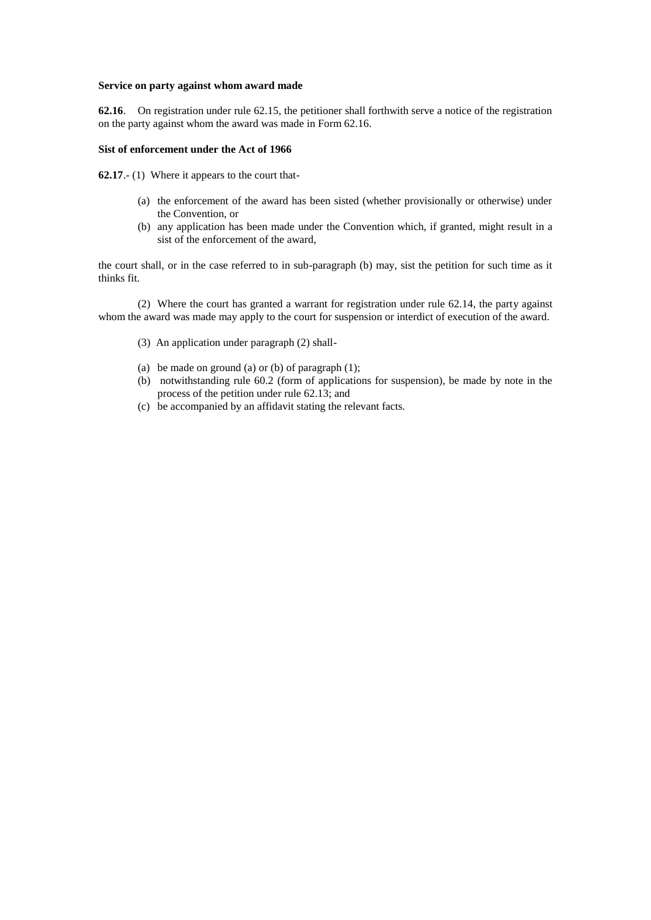**Service on party against whom award made**

**62.16**. On registration under rule 62.15, the petitioner shall forthwith serve a notice of the registration on the party against whom the award was made in Form 62.16.

**Sist of enforcement under the Act of 1966**

**62.17**.- (1) Where it appears to the court that-

- (a) the enforcement of the award has been sisted (whether provisionally or otherwise) under the Convention, or
- (b) any application has been made under the Convention which, if granted, might result in a sist of the enforcement of the award,

the court shall, or in the case referred to in sub-paragraph (b) may, sist the petition for such time as it thinks fit.

(2) Where the court has granted a warrant for registration under rule 62.14, the party against whom the award was made may apply to the court for suspension or interdict of execution of the award.

(3) An application under paragraph (2) shall-

- (a) be made on ground (a) or (b) of paragraph (1);
- (b) notwithstanding rule 60.2 (form of applications for suspension), be made by note in the process of the petition under rule 62.13; and
- (c) be accompanied by an affidavit stating the relevant facts.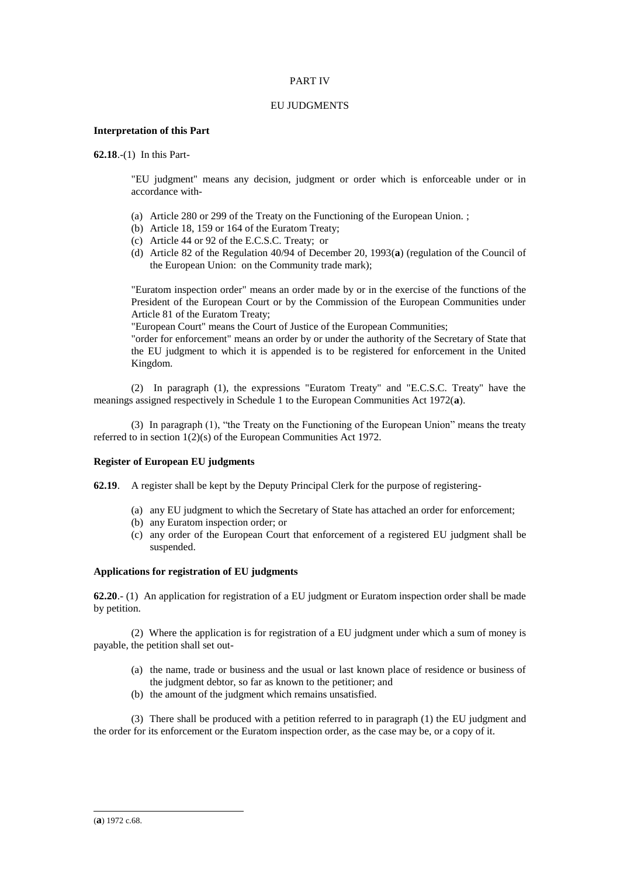PART IV

EU JUDGMENTS

**Interpretation of this Part**

**62.18**.-(1) In this Part-

"EU judgment" means any decision, judgment or order which is enforceable under or in accordance with-

- (a) Article 280 or 299 of the Treaty on the Functioning of the European Union. ;
- (b) Article 18, 159 or 164 of the Euratom Treaty;
- (c) Article 44 or 92 of the E.C.S.C. Treaty; or
- (d) Article 82 of the Regulation 40/94 of December 20, 1993(**a**) (regulation of the Council of the European Union: on the Community trade mark);

"Euratom inspection order" means an order made by or in the exercise of the functions of the President of the European Court or by the Commission of the European Communities under Article 81 of the Euratom Treaty;

"European Court" means the Court of Justice of the European Communities;

"order for enforcement" means an order by or under the authority of the Secretary of State that the EU judgment to which it is appended is to be registered for enforcement in the United Kingdom.

(2) In paragraph (1), the expressions "Euratom Treaty" and "E.C.S.C. Treaty" have the meanings assigned respectively in Schedule 1 to the European Communities Act 1972(**a**).

(3) In paragraph (1), "the Treaty on the Functioning of the European Union" means the treaty referred to in section 1(2)(s) of the European Communities Act 1972.

**Register of European EU judgments**

**62.19**. A register shall be kept by the Deputy Principal Clerk for the purpose of registering-

- (a) any EU judgment to which the Secretary of State has attached an order for enforcement;
- (b) any Euratom inspection order; or
- (c) any order of the European Court that enforcement of a registered EU judgment shall be suspended.

**Applications for registration of EU judgments**

**62.20**.- (1) An application for registration of a EU judgment or Euratom inspection order shall be made by petition.

(2) Where the application is for registration of a EU judgment under which a sum of money is payable, the petition shall set out-

- (a) the name, trade or business and the usual or last known place of residence or business of the judgment debtor, so far as known to the petitioner; and
- (b) the amount of the judgment which remains unsatisfied.

(3) There shall be produced with a petition referred to in paragraph (1) the EU judgment and the order for its enforcement or the Euratom inspection order, as the case may be, or a copy of it.

(**a**) 1972 c.68.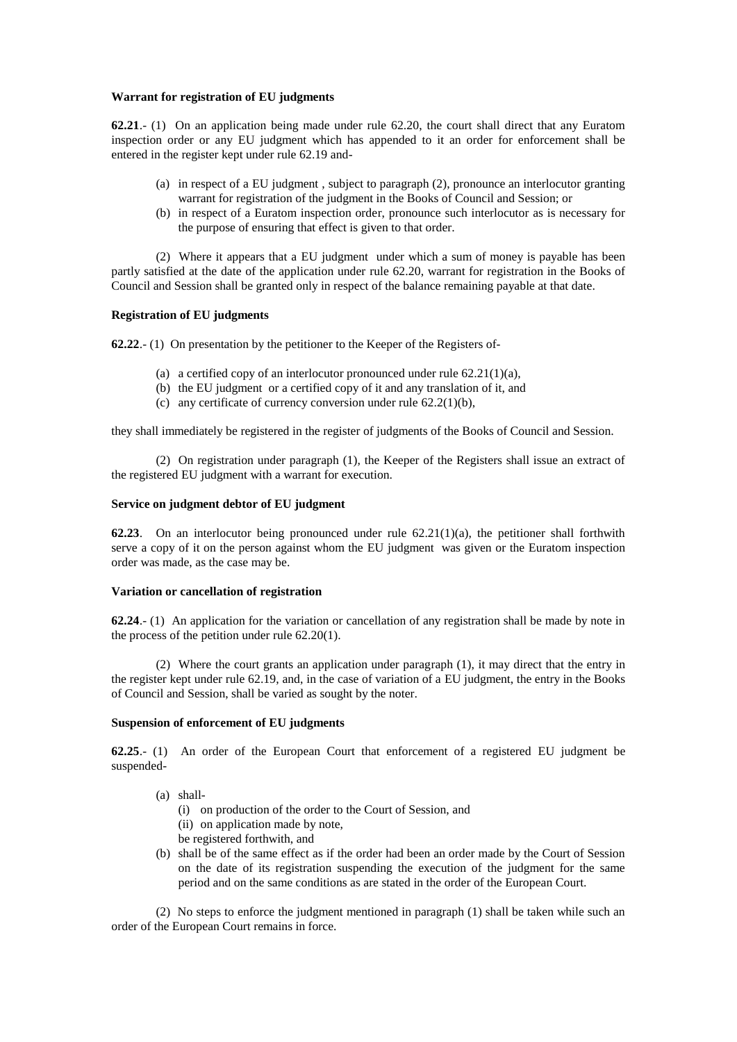**Warrant for registration of EU judgments**

**62.21**.- (1) On an application being made under rule 62.20, the court shall direct that any Euratom inspection order or any EU judgment which has appended to it an order for enforcement shall be entered in the register kept under rule 62.19 and-

- (a) in respect of a EU judgment , subject to paragraph (2), pronounce an interlocutor granting warrant for registration of the judgment in the Books of Council and Session; or
- (b) in respect of a Euratom inspection order, pronounce such interlocutor as is necessary for the purpose of ensuring that effect is given to that order.

(2) Where it appears that a EU judgment under which a sum of money is payable has been partly satisfied at the date of the application under rule 62.20, warrant for registration in the Books of Council and Session shall be granted only in respect of the balance remaining payable at that date.

**Registration of EU judgments**

**62.22**.- (1) On presentation by the petitioner to the Keeper of the Registers of-

- (a) a certified copy of an interlocutor pronounced under rule 62.21(1)(a),
- (b) the EU judgment or a certified copy of it and any translation of it, and
- (c) any certificate of currency conversion under rule 62.2(1)(b),

they shall immediately be registered in the register of judgments of the Books of Council and Session.

(2) On registration under paragraph (1), the Keeper of the Registers shall issue an extract of the registered EU judgment with a warrant for execution.

**Service on judgment debtor of EU judgment**

**62.23**. On an interlocutor being pronounced under rule 62.21(1)(a), the petitioner shall forthwith serve a copy of it on the person against whom the EU judgment was given or the Euratom inspection order was made, as the case may be.

**Variation or cancellation of registration**

**62.24**.- (1) An application for the variation or cancellation of any registration shall be made by note in the process of the petition under rule 62.20(1).

(2) Where the court grants an application under paragraph (1), it may direct that the entry in the register kept under rule 62.19, and, in the case of variation of a EU judgment, the entry in the Books of Council and Session, shall be varied as sought by the noter.

**Suspension of enforcement of EU judgments**

**62.25**.- (1) An order of the European Court that enforcement of a registered EU judgment be suspended-

- (a) shall-
  - (i) on production of the order to the Court of Session, and
  - (ii) on application made by note,

  be registered forthwith, and
- (b) shall be of the same effect as if the order had been an order made by the Court of Session on the date of its registration suspending the execution of the judgment for the same period and on the same conditions as are stated in the order of the European Court.

(2) No steps to enforce the judgment mentioned in paragraph (1) shall be taken while such an order of the European Court remains in force.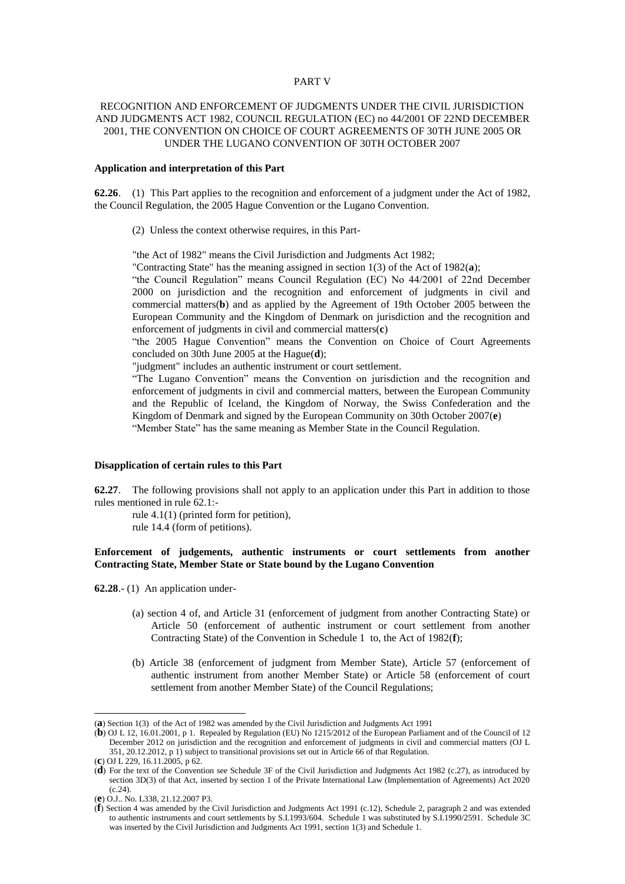PART V

RECOGNITION AND ENFORCEMENT OF JUDGMENTS UNDER THE CIVIL JURISDICTION AND JUDGMENTS ACT 1982, COUNCIL REGULATION (EC) no 44/2001 OF 22ND DECEMBER 2001, THE CONVENTION ON CHOICE OF COURT AGREEMENTS OF 30TH JUNE 2005 OR UNDER THE LUGANO CONVENTION OF 30TH OCTOBER 2007

**Application and interpretation of this Part**

**62.26**. (1) This Part applies to the recognition and enforcement of a judgment under the Act of 1982, the Council Regulation, the 2005 Hague Convention or the Lugano Convention.

(2) Unless the context otherwise requires, in this Part-

"the Act of 1982" means the Civil Jurisdiction and Judgments Act 1982;

"Contracting State" has the meaning assigned in section 1(3) of the Act of 1982(**a**);

"the Council Regulation" means Council Regulation (EC) No 44/2001 of 22nd December 2000 on jurisdiction and the recognition and enforcement of judgments in civil and commercial matters(**b**) and as applied by the Agreement of 19th October 2005 between the European Community and the Kingdom of Denmark on jurisdiction and the recognition and enforcement of judgments in civil and commercial matters(**c**)

"the 2005 Hague Convention" means the Convention on Choice of Court Agreements concluded on 30th June 2005 at the Hague(**d**);

"judgment" includes an authentic instrument or court settlement.

"The Lugano Convention" means the Convention on jurisdiction and the recognition and enforcement of judgments in civil and commercial matters, between the European Community and the Republic of Iceland, the Kingdom of Norway, the Swiss Confederation and the Kingdom of Denmark and signed by the European Community on 30th October 2007(**e**)

"Member State" has the same meaning as Member State in the Council Regulation.

**Disapplication of certain rules to this Part**

**62.27**. The following provisions shall not apply to an application under this Part in addition to those rules mentioned in rule 62.1:-

rule 4.1(1) (printed form for petition),
rule 14.4 (form of petitions).

**Enforcement of judgements, authentic instruments or court settlements from another Contracting State, Member State or State bound by the Lugano Convention**

**62.28**.- (1) An application under-

(a) section 4 of, and Article 31 (enforcement of judgment from another Contracting State) or Article 50 (enforcement of authentic instrument or court settlement from another Contracting State) of the Convention in Schedule 1 to, the Act of 1982(**f**);

(b) Article 38 (enforcement of judgment from Member State), Article 57 (enforcement of authentic instrument from another Member State) or Article 58 (enforcement of court settlement from another Member State) of the Council Regulations;

---

(**a**) Section 1(3) of the Act of 1982 was amended by the Civil Jurisdiction and Judgments Act 1991

(**b**) OJ L 12, 16.01.2001, p 1. Repealed by Regulation (EU) No 1215/2012 of the European Parliament and of the Council of 12 December 2012 on jurisdiction and the recognition and enforcement of judgments in civil and commercial matters (OJ L 351, 20.12.2012, p 1) subject to transitional provisions set out in Article 66 of that Regulation.

(**c**) OJ L 229, 16.11.2005, p 62.

(**d**) For the text of the Convention see Schedule 3F of the Civil Jurisdiction and Judgments Act 1982 (c.27), as introduced by section 3D(3) of that Act, inserted by section 1 of the Private International Law (Implementation of Agreements) Act 2020 (c.24).

(**e**) O.J.. No. L338, 21.12.2007 P3.

(**f**) Section 4 was amended by the Civil Jurisdiction and Judgments Act 1991 (c.12), Schedule 2, paragraph 2 and was extended to authentic instruments and court settlements by S.I.1993/604. Schedule 1 was substituted by S.I.1990/2591. Schedule 3C was inserted by the Civil Jurisdiction and Judgments Act 1991, section 1(3) and Schedule 1.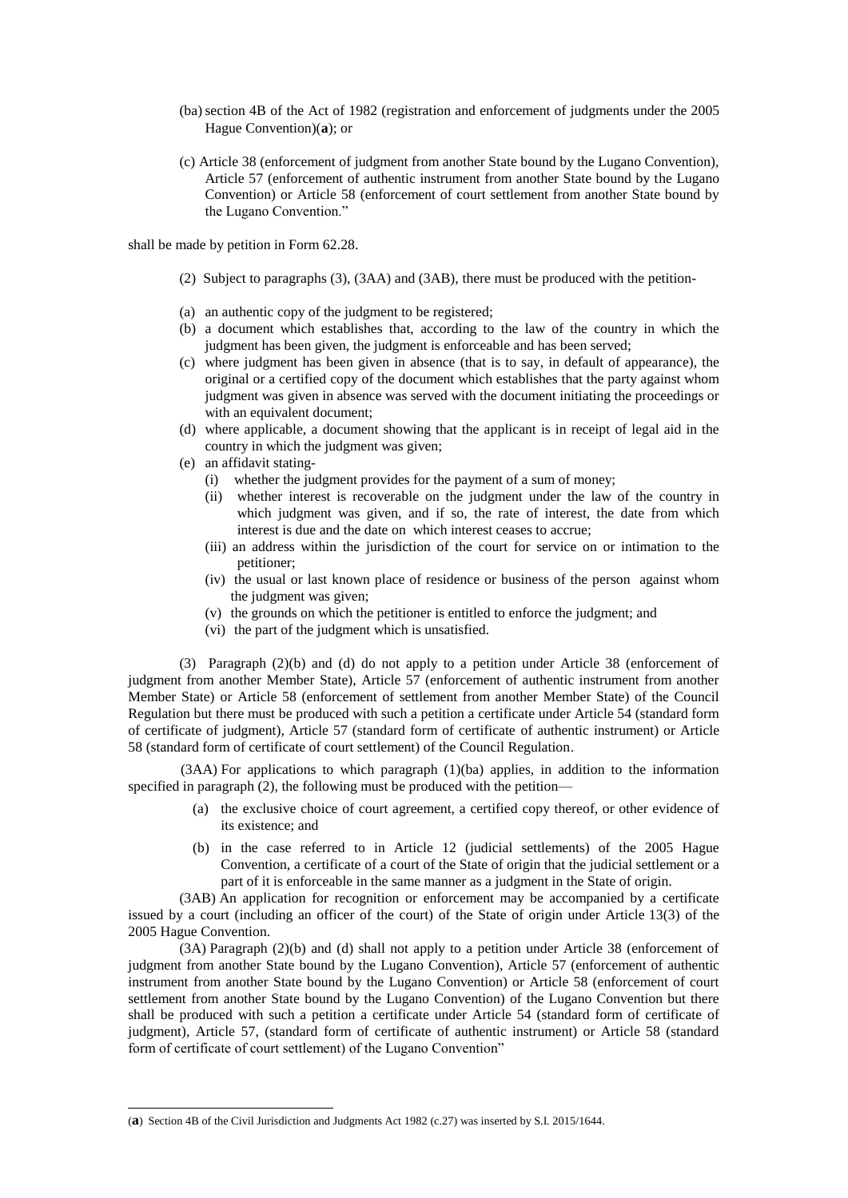(ba) section 4B of the Act of 1982 (registration and enforcement of judgments under the 2005 Hague Convention)(**a**); or

(c) Article 38 (enforcement of judgment from another State bound by the Lugano Convention), Article 57 (enforcement of authentic instrument from another State bound by the Lugano Convention) or Article 58 (enforcement of court settlement from another State bound by the Lugano Convention."

shall be made by petition in Form 62.28.

(2) Subject to paragraphs (3), (3AA) and (3AB), there must be produced with the petition-

(a) an authentic copy of the judgment to be registered;

(b) a document which establishes that, according to the law of the country in which the judgment has been given, the judgment is enforceable and has been served;

(c) where judgment has been given in absence (that is to say, in default of appearance), the original or a certified copy of the document which establishes that the party against whom judgment was given in absence was served with the document initiating the proceedings or with an equivalent document;

(d) where applicable, a document showing that the applicant is in receipt of legal aid in the country in which the judgment was given;

(e) an affidavit stating-

(i) whether the judgment provides for the payment of a sum of money;

(ii) whether interest is recoverable on the judgment under the law of the country in which judgment was given, and if so, the rate of interest, the date from which interest is due and the date on which interest ceases to accrue;

(iii) an address within the jurisdiction of the court for service on or intimation to the petitioner;

(iv) the usual or last known place of residence or business of the person against whom the judgment was given;

(v) the grounds on which the petitioner is entitled to enforce the judgment; and

(vi) the part of the judgment which is unsatisfied.

(3) Paragraph (2)(b) and (d) do not apply to a petition under Article 38 (enforcement of judgment from another Member State), Article 57 (enforcement of authentic instrument from another Member State) or Article 58 (enforcement of settlement from another Member State) of the Council Regulation but there must be produced with such a petition a certificate under Article 54 (standard form of certificate of judgment), Article 57 (standard form of certificate of authentic instrument) or Article 58 (standard form of certificate of court settlement) of the Council Regulation.

(3AA) For applications to which paragraph (1)(ba) applies, in addition to the information specified in paragraph (2), the following must be produced with the petition—

(a) the exclusive choice of court agreement, a certified copy thereof, or other evidence of its existence; and

(b) in the case referred to in Article 12 (judicial settlements) of the 2005 Hague Convention, a certificate of a court of the State of origin that the judicial settlement or a part of it is enforceable in the same manner as a judgment in the State of origin.

(3AB) An application for recognition or enforcement may be accompanied by a certificate issued by a court (including an officer of the court) of the State of origin under Article 13(3) of the 2005 Hague Convention.

(3A) Paragraph (2)(b) and (d) shall not apply to a petition under Article 38 (enforcement of judgment from another State bound by the Lugano Convention), Article 57 (enforcement of authentic instrument from another State bound by the Lugano Convention) or Article 58 (enforcement of court settlement from another State bound by the Lugano Convention) of the Lugano Convention but there shall be produced with such a petition a certificate under Article 54 (standard form of certificate of judgment), Article 57, (standard form of certificate of authentic instrument) or Article 58 (standard form of certificate of court settlement) of the Lugano Convention"

---

(**a**) Section 4B of the Civil Jurisdiction and Judgments Act 1982 (c.27) was inserted by S.I. 2015/1644.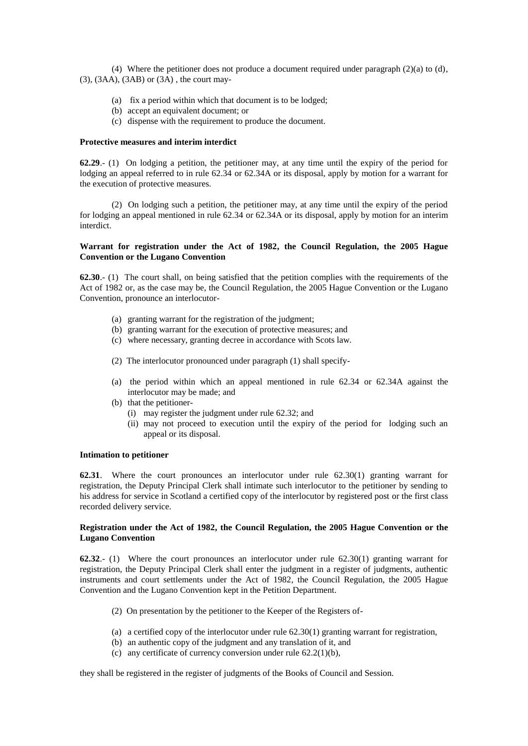(4) Where the petitioner does not produce a document required under paragraph (2)(a) to (d), (3), (3AA), (3AB) or (3A) , the court may-

- (a) fix a period within which that document is to be lodged;
- (b) accept an equivalent document; or
- (c) dispense with the requirement to produce the document.

**Protective measures and interim interdict**

**62.29**.- (1) On lodging a petition, the petitioner may, at any time until the expiry of the period for lodging an appeal referred to in rule 62.34 or 62.34A or its disposal, apply by motion for a warrant for the execution of protective measures.

(2) On lodging such a petition, the petitioner may, at any time until the expiry of the period for lodging an appeal mentioned in rule 62.34 or 62.34A or its disposal, apply by motion for an interim interdict.

**Warrant for registration under the Act of 1982, the Council Regulation, the 2005 Hague Convention or the Lugano Convention**

**62.30**.- (1) The court shall, on being satisfied that the petition complies with the requirements of the Act of 1982 or, as the case may be, the Council Regulation, the 2005 Hague Convention or the Lugano Convention, pronounce an interlocutor-

- (a) granting warrant for the registration of the judgment;
- (b) granting warrant for the execution of protective measures; and
- (c) where necessary, granting decree in accordance with Scots law.

(2) The interlocutor pronounced under paragraph (1) shall specify-

- (a) the period within which an appeal mentioned in rule 62.34 or 62.34A against the interlocutor may be made; and
- (b) that the petitioner-
  - (i) may register the judgment under rule 62.32; and
  - (ii) may not proceed to execution until the expiry of the period for lodging such an appeal or its disposal.

**Intimation to petitioner**

**62.31**. Where the court pronounces an interlocutor under rule 62.30(1) granting warrant for registration, the Deputy Principal Clerk shall intimate such interlocutor to the petitioner by sending to his address for service in Scotland a certified copy of the interlocutor by registered post or the first class recorded delivery service.

**Registration under the Act of 1982, the Council Regulation, the 2005 Hague Convention or the Lugano Convention**

**62.32**.- (1) Where the court pronounces an interlocutor under rule 62.30(1) granting warrant for registration, the Deputy Principal Clerk shall enter the judgment in a register of judgments, authentic instruments and court settlements under the Act of 1982, the Council Regulation, the 2005 Hague Convention and the Lugano Convention kept in the Petition Department.

(2) On presentation by the petitioner to the Keeper of the Registers of-

- (a) a certified copy of the interlocutor under rule 62.30(1) granting warrant for registration,
- (b) an authentic copy of the judgment and any translation of it, and
- (c) any certificate of currency conversion under rule 62.2(1)(b),

they shall be registered in the register of judgments of the Books of Council and Session.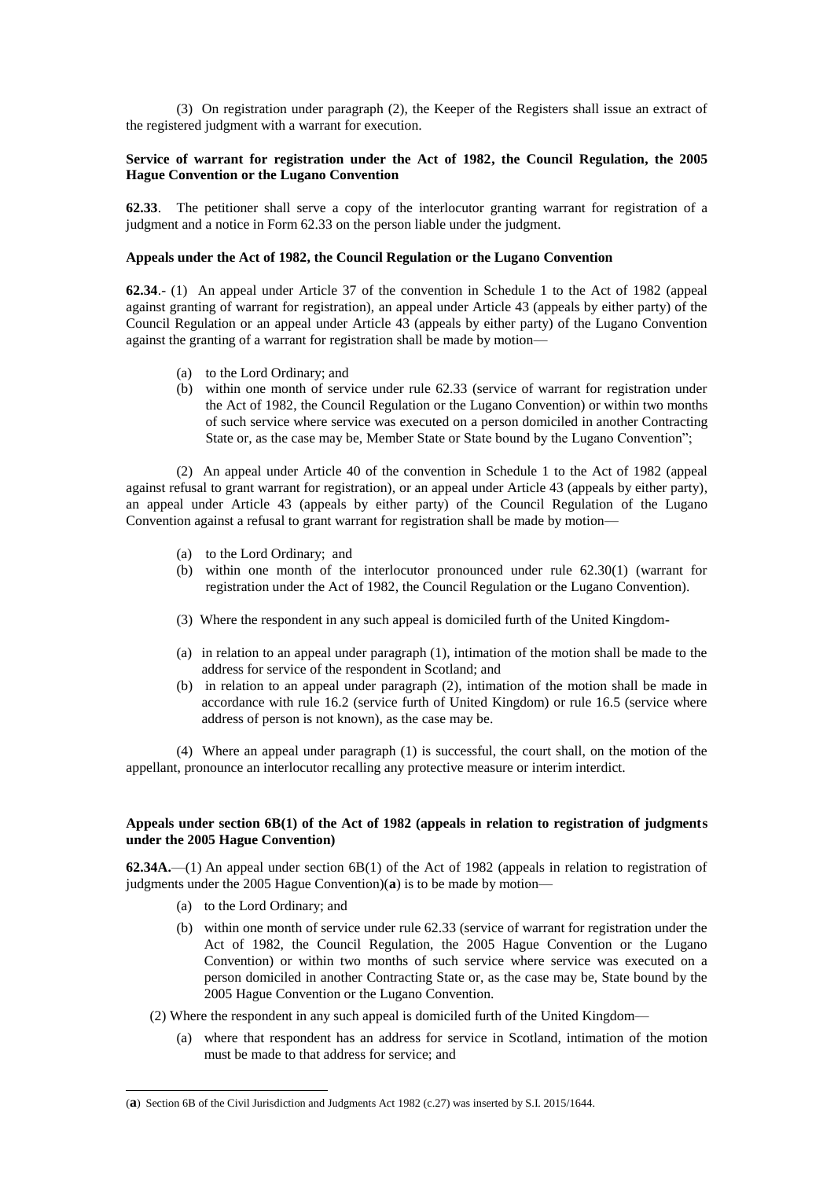(3) On registration under paragraph (2), the Keeper of the Registers shall issue an extract of the registered judgment with a warrant for execution.

**Service of warrant for registration under the Act of 1982, the Council Regulation, the 2005 Hague Convention or the Lugano Convention**

**62.33**. The petitioner shall serve a copy of the interlocutor granting warrant for registration of a judgment and a notice in Form 62.33 on the person liable under the judgment.

**Appeals under the Act of 1982, the Council Regulation or the Lugano Convention**

**62.34**.- (1) An appeal under Article 37 of the convention in Schedule 1 to the Act of 1982 (appeal against granting of warrant for registration), an appeal under Article 43 (appeals by either party) of the Council Regulation or an appeal under Article 43 (appeals by either party) of the Lugano Convention against the granting of a warrant for registration shall be made by motion—

- (a) to the Lord Ordinary; and
- (b) within one month of service under rule 62.33 (service of warrant for registration under the Act of 1982, the Council Regulation or the Lugano Convention) or within two months of such service where service was executed on a person domiciled in another Contracting State or, as the case may be, Member State or State bound by the Lugano Convention";

(2) An appeal under Article 40 of the convention in Schedule 1 to the Act of 1982 (appeal against refusal to grant warrant for registration), or an appeal under Article 43 (appeals by either party), an appeal under Article 43 (appeals by either party) of the Council Regulation of the Lugano Convention against a refusal to grant warrant for registration shall be made by motion—

- (a) to the Lord Ordinary; and
- (b) within one month of the interlocutor pronounced under rule 62.30(1) (warrant for registration under the Act of 1982, the Council Regulation or the Lugano Convention).

(3) Where the respondent in any such appeal is domiciled furth of the United Kingdom-

- (a) in relation to an appeal under paragraph (1), intimation of the motion shall be made to the address for service of the respondent in Scotland; and
- (b) in relation to an appeal under paragraph (2), intimation of the motion shall be made in accordance with rule 16.2 (service furth of United Kingdom) or rule 16.5 (service where address of person is not known), as the case may be.

(4) Where an appeal under paragraph (1) is successful, the court shall, on the motion of the appellant, pronounce an interlocutor recalling any protective measure or interim interdict.

**Appeals under section 6B(1) of the Act of 1982 (appeals in relation to registration of judgments under the 2005 Hague Convention)**

**62.34A.**—(1) An appeal under section 6B(1) of the Act of 1982 (appeals in relation to registration of judgments under the 2005 Hague Convention)(**a**) is to be made by motion—

- (a) to the Lord Ordinary; and
- (b) within one month of service under rule 62.33 (service of warrant for registration under the Act of 1982, the Council Regulation, the 2005 Hague Convention or the Lugano Convention) or within two months of such service where service was executed on a person domiciled in another Contracting State or, as the case may be, State bound by the 2005 Hague Convention or the Lugano Convention.

(2) Where the respondent in any such appeal is domiciled furth of the United Kingdom—

- (a) where that respondent has an address for service in Scotland, intimation of the motion must be made to that address for service; and

(**a**) Section 6B of the Civil Jurisdiction and Judgments Act 1982 (c.27) was inserted by S.I. 2015/1644.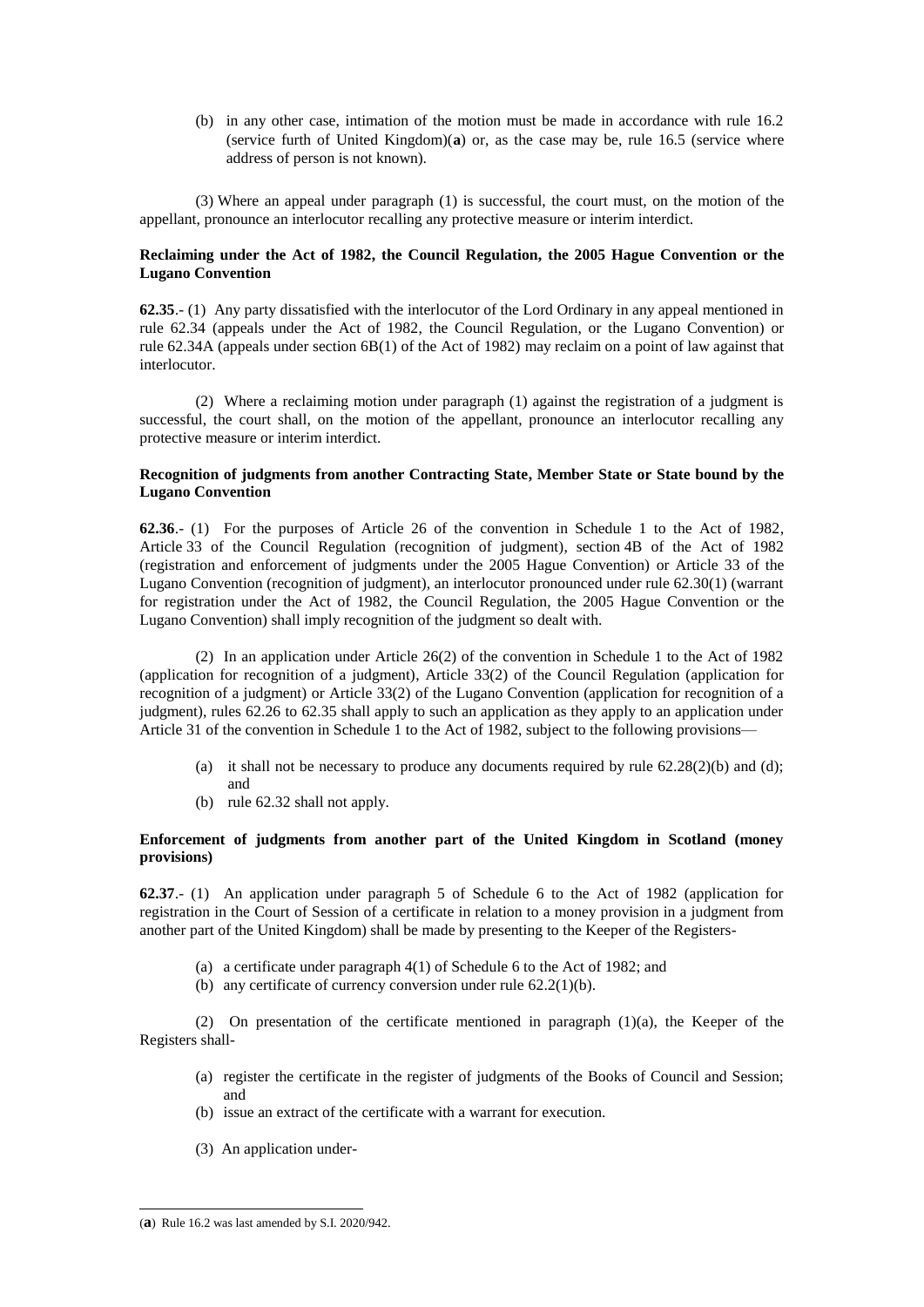(b) in any other case, intimation of the motion must be made in accordance with rule 16.2 (service furth of United Kingdom)(**a**) or, as the case may be, rule 16.5 (service where address of person is not known).

(3) Where an appeal under paragraph (1) is successful, the court must, on the motion of the appellant, pronounce an interlocutor recalling any protective measure or interim interdict.

**Reclaiming under the Act of 1982, the Council Regulation, the 2005 Hague Convention or the Lugano Convention**

**62.35**.- (1) Any party dissatisfied with the interlocutor of the Lord Ordinary in any appeal mentioned in rule 62.34 (appeals under the Act of 1982, the Council Regulation, or the Lugano Convention) or rule 62.34A (appeals under section 6B(1) of the Act of 1982) may reclaim on a point of law against that interlocutor.

(2) Where a reclaiming motion under paragraph (1) against the registration of a judgment is successful, the court shall, on the motion of the appellant, pronounce an interlocutor recalling any protective measure or interim interdict.

**Recognition of judgments from another Contracting State, Member State or State bound by the Lugano Convention**

**62.36**.- (1) For the purposes of Article 26 of the convention in Schedule 1 to the Act of 1982, Article 33 of the Council Regulation (recognition of judgment), section 4B of the Act of 1982 (registration and enforcement of judgments under the 2005 Hague Convention) or Article 33 of the Lugano Convention (recognition of judgment), an interlocutor pronounced under rule 62.30(1) (warrant for registration under the Act of 1982, the Council Regulation, the 2005 Hague Convention or the Lugano Convention) shall imply recognition of the judgment so dealt with.

(2) In an application under Article 26(2) of the convention in Schedule 1 to the Act of 1982 (application for recognition of a judgment), Article 33(2) of the Council Regulation (application for recognition of a judgment) or Article 33(2) of the Lugano Convention (application for recognition of a judgment), rules 62.26 to 62.35 shall apply to such an application as they apply to an application under Article 31 of the convention in Schedule 1 to the Act of 1982, subject to the following provisions—

(a) it shall not be necessary to produce any documents required by rule 62.28(2)(b) and (d); and
(b) rule 62.32 shall not apply.

**Enforcement of judgments from another part of the United Kingdom in Scotland (money provisions)**

**62.37**.- (1) An application under paragraph 5 of Schedule 6 to the Act of 1982 (application for registration in the Court of Session of a certificate in relation to a money provision in a judgment from another part of the United Kingdom) shall be made by presenting to the Keeper of the Registers-

(a) a certificate under paragraph 4(1) of Schedule 6 to the Act of 1982; and
(b) any certificate of currency conversion under rule 62.2(1)(b).

(2) On presentation of the certificate mentioned in paragraph (1)(a), the Keeper of the Registers shall-

(a) register the certificate in the register of judgments of the Books of Council and Session; and
(b) issue an extract of the certificate with a warrant for execution.

(3) An application under-

(**a**) Rule 16.2 was last amended by S.I. 2020/942.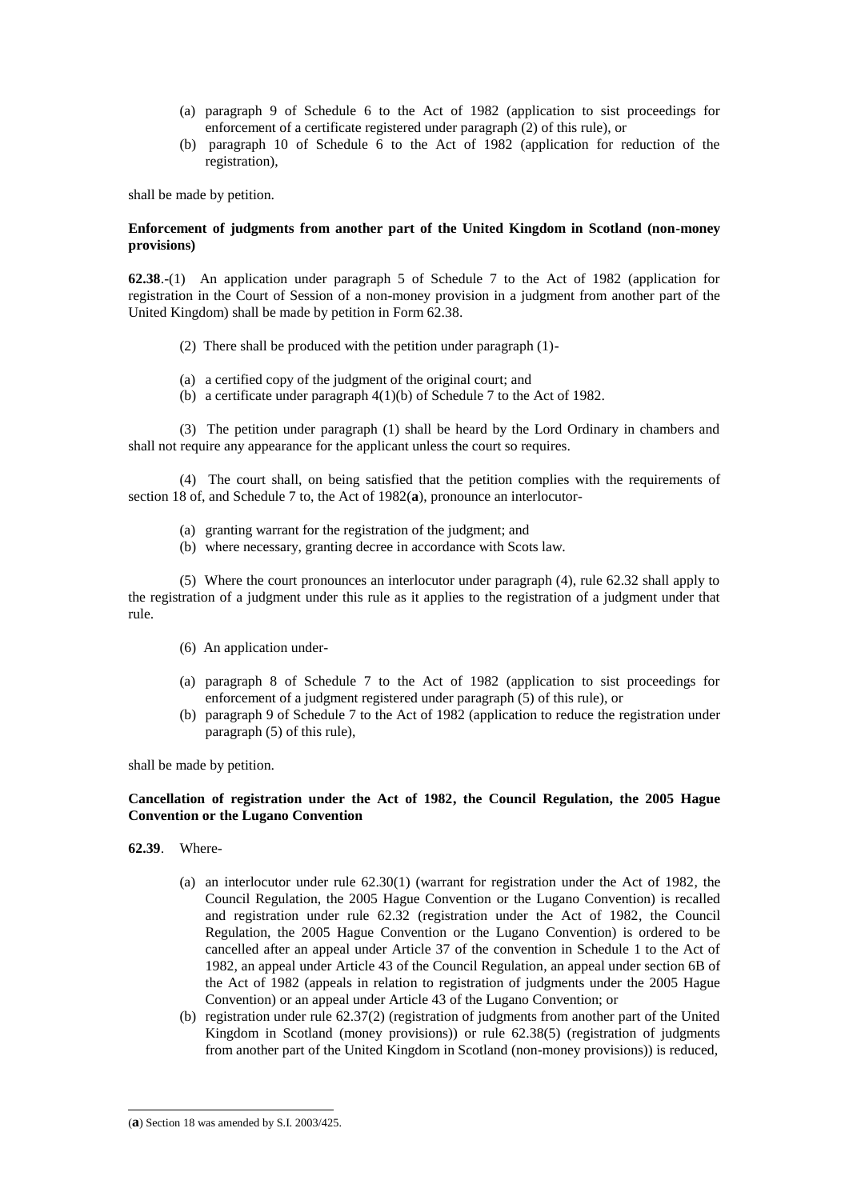(a) paragraph 9 of Schedule 6 to the Act of 1982 (application to sist proceedings for enforcement of a certificate registered under paragraph (2) of this rule), or
(b) paragraph 10 of Schedule 6 to the Act of 1982 (application for reduction of the registration),

shall be made by petition.

**Enforcement of judgments from another part of the United Kingdom in Scotland (non-money provisions)**

**62.38**.-(1) An application under paragraph 5 of Schedule 7 to the Act of 1982 (application for registration in the Court of Session of a non-money provision in a judgment from another part of the United Kingdom) shall be made by petition in Form 62.38.

(2) There shall be produced with the petition under paragraph (1)-

(a) a certified copy of the judgment of the original court; and
(b) a certificate under paragraph 4(1)(b) of Schedule 7 to the Act of 1982.

(3) The petition under paragraph (1) shall be heard by the Lord Ordinary in chambers and shall not require any appearance for the applicant unless the court so requires.

(4) The court shall, on being satisfied that the petition complies with the requirements of section 18 of, and Schedule 7 to, the Act of 1982(**a**), pronounce an interlocutor-

(a) granting warrant for the registration of the judgment; and
(b) where necessary, granting decree in accordance with Scots law.

(5) Where the court pronounces an interlocutor under paragraph (4), rule 62.32 shall apply to the registration of a judgment under this rule as it applies to the registration of a judgment under that rule.

(6) An application under-

(a) paragraph 8 of Schedule 7 to the Act of 1982 (application to sist proceedings for enforcement of a judgment registered under paragraph (5) of this rule), or
(b) paragraph 9 of Schedule 7 to the Act of 1982 (application to reduce the registration under paragraph (5) of this rule),

shall be made by petition.

**Cancellation of registration under the Act of 1982, the Council Regulation, the 2005 Hague Convention or the Lugano Convention**

**62.39**. Where-

(a) an interlocutor under rule 62.30(1) (warrant for registration under the Act of 1982, the Council Regulation, the 2005 Hague Convention or the Lugano Convention) is recalled and registration under rule 62.32 (registration under the Act of 1982, the Council Regulation, the 2005 Hague Convention or the Lugano Convention) is ordered to be cancelled after an appeal under Article 37 of the convention in Schedule 1 to the Act of 1982, an appeal under Article 43 of the Council Regulation, an appeal under section 6B of the Act of 1982 (appeals in relation to registration of judgments under the 2005 Hague Convention) or an appeal under Article 43 of the Lugano Convention; or
(b) registration under rule 62.37(2) (registration of judgments from another part of the United Kingdom in Scotland (money provisions)) or rule 62.38(5) (registration of judgments from another part of the United Kingdom in Scotland (non-money provisions)) is reduced,

(**a**) Section 18 was amended by S.I. 2003/425.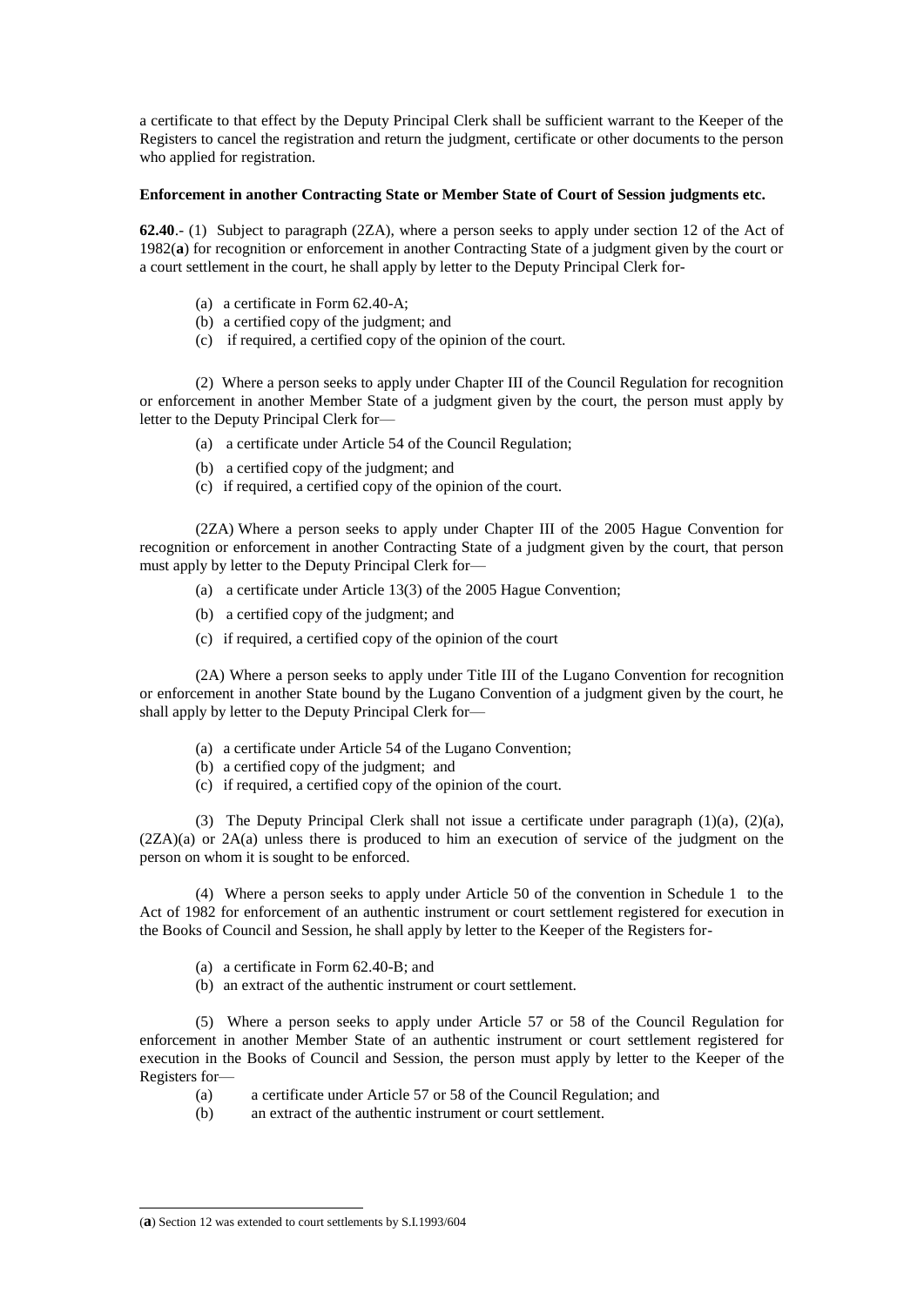a certificate to that effect by the Deputy Principal Clerk shall be sufficient warrant to the Keeper of the Registers to cancel the registration and return the judgment, certificate or other documents to the person who applied for registration.

**Enforcement in another Contracting State or Member State of Court of Session judgments etc.**

**62.40**.- (1) Subject to paragraph (2ZA), where a person seeks to apply under section 12 of the Act of 1982(**a**) for recognition or enforcement in another Contracting State of a judgment given by the court or a court settlement in the court, he shall apply by letter to the Deputy Principal Clerk for-

- (a) a certificate in Form 62.40-A;
- (b) a certified copy of the judgment; and
- (c) if required, a certified copy of the opinion of the court.

(2) Where a person seeks to apply under Chapter III of the Council Regulation for recognition or enforcement in another Member State of a judgment given by the court, the person must apply by letter to the Deputy Principal Clerk for—

- (a) a certificate under Article 54 of the Council Regulation;
- (b) a certified copy of the judgment; and
- (c) if required, a certified copy of the opinion of the court.

(2ZA) Where a person seeks to apply under Chapter III of the 2005 Hague Convention for recognition or enforcement in another Contracting State of a judgment given by the court, that person must apply by letter to the Deputy Principal Clerk for—

- (a) a certificate under Article 13(3) of the 2005 Hague Convention;
- (b) a certified copy of the judgment; and
- (c) if required, a certified copy of the opinion of the court

(2A) Where a person seeks to apply under Title III of the Lugano Convention for recognition or enforcement in another State bound by the Lugano Convention of a judgment given by the court, he shall apply by letter to the Deputy Principal Clerk for—

- (a) a certificate under Article 54 of the Lugano Convention;
- (b) a certified copy of the judgment; and
- (c) if required, a certified copy of the opinion of the court.

(3) The Deputy Principal Clerk shall not issue a certificate under paragraph (1)(a), (2)(a), (2ZA)(a) or 2A(a) unless there is produced to him an execution of service of the judgment on the person on whom it is sought to be enforced.

(4) Where a person seeks to apply under Article 50 of the convention in Schedule 1 to the Act of 1982 for enforcement of an authentic instrument or court settlement registered for execution in the Books of Council and Session, he shall apply by letter to the Keeper of the Registers for-

- (a) a certificate in Form 62.40-B; and
- (b) an extract of the authentic instrument or court settlement.

(5) Where a person seeks to apply under Article 57 or 58 of the Council Regulation for enforcement in another Member State of an authentic instrument or court settlement registered for execution in the Books of Council and Session, the person must apply by letter to the Keeper of the Registers for—

- (a) a certificate under Article 57 or 58 of the Council Regulation; and
- (b) an extract of the authentic instrument or court settlement.

---

(**a**) Section 12 was extended to court settlements by S.I.1993/604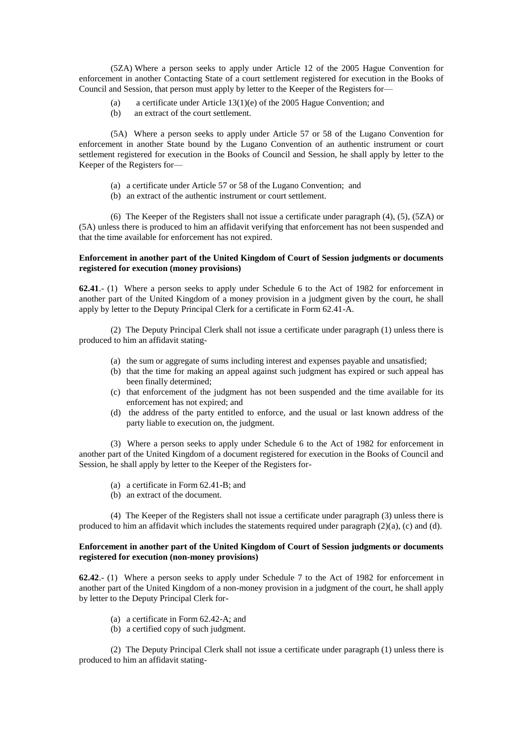(5ZA) Where a person seeks to apply under Article 12 of the 2005 Hague Convention for enforcement in another Contacting State of a court settlement registered for execution in the Books of Council and Session, that person must apply by letter to the Keeper of the Registers for—

(a) a certificate under Article 13(1)(e) of the 2005 Hague Convention; and
(b) an extract of the court settlement.

(5A) Where a person seeks to apply under Article 57 or 58 of the Lugano Convention for enforcement in another State bound by the Lugano Convention of an authentic instrument or court settlement registered for execution in the Books of Council and Session, he shall apply by letter to the Keeper of the Registers for—

(a) a certificate under Article 57 or 58 of the Lugano Convention; and
(b) an extract of the authentic instrument or court settlement.

(6) The Keeper of the Registers shall not issue a certificate under paragraph (4), (5), (5ZA) or (5A) unless there is produced to him an affidavit verifying that enforcement has not been suspended and that the time available for enforcement has not expired.

**Enforcement in another part of the United Kingdom of Court of Session judgments or documents registered for execution (money provisions)**

**62.41**.- (1) Where a person seeks to apply under Schedule 6 to the Act of 1982 for enforcement in another part of the United Kingdom of a money provision in a judgment given by the court, he shall apply by letter to the Deputy Principal Clerk for a certificate in Form 62.41-A.

(2) The Deputy Principal Clerk shall not issue a certificate under paragraph (1) unless there is produced to him an affidavit stating-

(a) the sum or aggregate of sums including interest and expenses payable and unsatisfied;
(b) that the time for making an appeal against such judgment has expired or such appeal has been finally determined;
(c) that enforcement of the judgment has not been suspended and the time available for its enforcement has not expired; and
(d) the address of the party entitled to enforce, and the usual or last known address of the party liable to execution on, the judgment.

(3) Where a person seeks to apply under Schedule 6 to the Act of 1982 for enforcement in another part of the United Kingdom of a document registered for execution in the Books of Council and Session, he shall apply by letter to the Keeper of the Registers for-

(a) a certificate in Form 62.41-B; and
(b) an extract of the document.

(4) The Keeper of the Registers shall not issue a certificate under paragraph (3) unless there is produced to him an affidavit which includes the statements required under paragraph (2)(a), (c) and (d).

**Enforcement in another part of the United Kingdom of Court of Session judgments or documents registered for execution (non-money provisions)**

**62.42**.- (1) Where a person seeks to apply under Schedule 7 to the Act of 1982 for enforcement in another part of the United Kingdom of a non-money provision in a judgment of the court, he shall apply by letter to the Deputy Principal Clerk for-

(a) a certificate in Form 62.42-A; and
(b) a certified copy of such judgment.

(2) The Deputy Principal Clerk shall not issue a certificate under paragraph (1) unless there is produced to him an affidavit stating-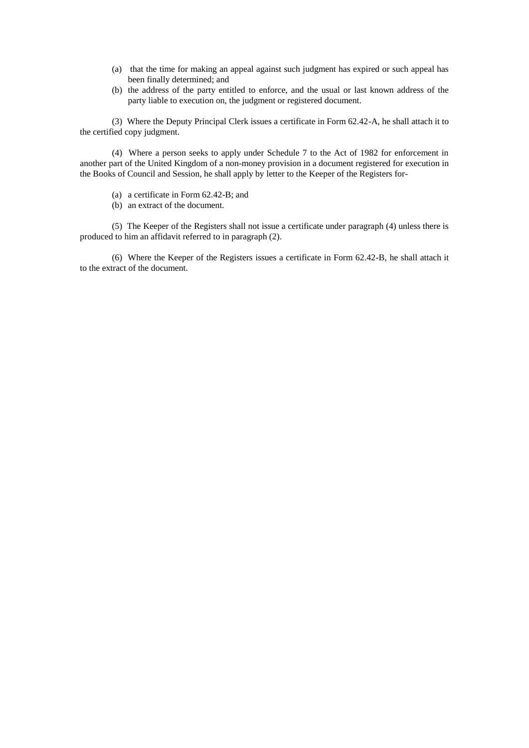(a) that the time for making an appeal against such judgment has expired or such appeal has been finally determined; and
(b) the address of the party entitled to enforce, and the usual or last known address of the party liable to execution on, the judgment or registered document.

(3) Where the Deputy Principal Clerk issues a certificate in Form 62.42-A, he shall attach it to the certified copy judgment.

(4) Where a person seeks to apply under Schedule 7 to the Act of 1982 for enforcement in another part of the United Kingdom of a non-money provision in a document registered for execution in the Books of Council and Session, he shall apply by letter to the Keeper of the Registers for-

(a) a certificate in Form 62.42-B; and
(b) an extract of the document.

(5) The Keeper of the Registers shall not issue a certificate under paragraph (4) unless there is produced to him an affidavit referred to in paragraph (2).

(6) Where the Keeper of the Registers issues a certificate in Form 62.42-B, he shall attach it to the extract of the document.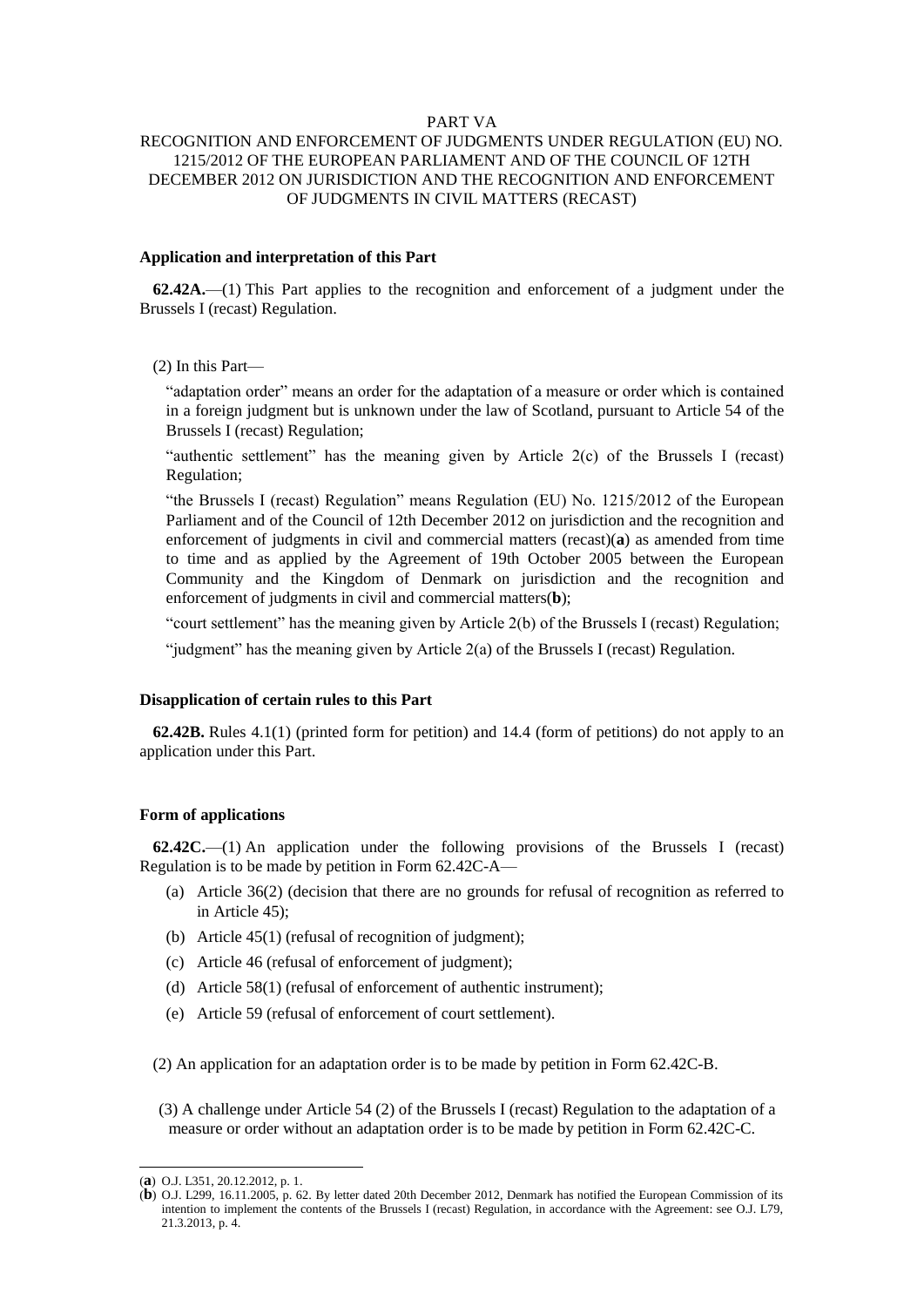PART VA

RECOGNITION AND ENFORCEMENT OF JUDGMENTS UNDER REGULATION (EU) NO. 1215/2012 OF THE EUROPEAN PARLIAMENT AND OF THE COUNCIL OF 12TH DECEMBER 2012 ON JURISDICTION AND THE RECOGNITION AND ENFORCEMENT OF JUDGMENTS IN CIVIL MATTERS (RECAST)

**Application and interpretation of this Part**

**62.42A.**—(1) This Part applies to the recognition and enforcement of a judgment under the Brussels I (recast) Regulation.

(2) In this Part—

"adaptation order" means an order for the adaptation of a measure or order which is contained in a foreign judgment but is unknown under the law of Scotland, pursuant to Article 54 of the Brussels I (recast) Regulation;

"authentic settlement" has the meaning given by Article 2(c) of the Brussels I (recast) Regulation;

"the Brussels I (recast) Regulation" means Regulation (EU) No. 1215/2012 of the European Parliament and of the Council of 12th December 2012 on jurisdiction and the recognition and enforcement of judgments in civil and commercial matters (recast)(**a**) as amended from time to time and as applied by the Agreement of 19th October 2005 between the European Community and the Kingdom of Denmark on jurisdiction and the recognition and enforcement of judgments in civil and commercial matters(**b**);

"court settlement" has the meaning given by Article 2(b) of the Brussels I (recast) Regulation;

"judgment" has the meaning given by Article 2(a) of the Brussels I (recast) Regulation.

**Disapplication of certain rules to this Part**

**62.42B.** Rules 4.1(1) (printed form for petition) and 14.4 (form of petitions) do not apply to an application under this Part.

**Form of applications**

**62.42C.**—(1) An application under the following provisions of the Brussels I (recast) Regulation is to be made by petition in Form 62.42C-A—

(a) Article 36(2) (decision that there are no grounds for refusal of recognition as referred to in Article 45);

(b) Article 45(1) (refusal of recognition of judgment);

(c) Article 46 (refusal of enforcement of judgment);

(d) Article 58(1) (refusal of enforcement of authentic instrument);

(e) Article 59 (refusal of enforcement of court settlement).

(2) An application for an adaptation order is to be made by petition in Form 62.42C-B.

(3) A challenge under Article 54 (2) of the Brussels I (recast) Regulation to the adaptation of a measure or order without an adaptation order is to be made by petition in Form 62.42C-C.

---

(**a**) O.J. L351, 20.12.2012, p. 1.

(**b**) O.J. L299, 16.11.2005, p. 62. By letter dated 20th December 2012, Denmark has notified the European Commission of its intention to implement the contents of the Brussels I (recast) Regulation, in accordance with the Agreement: see O.J. L79, 21.3.2013, p. 4.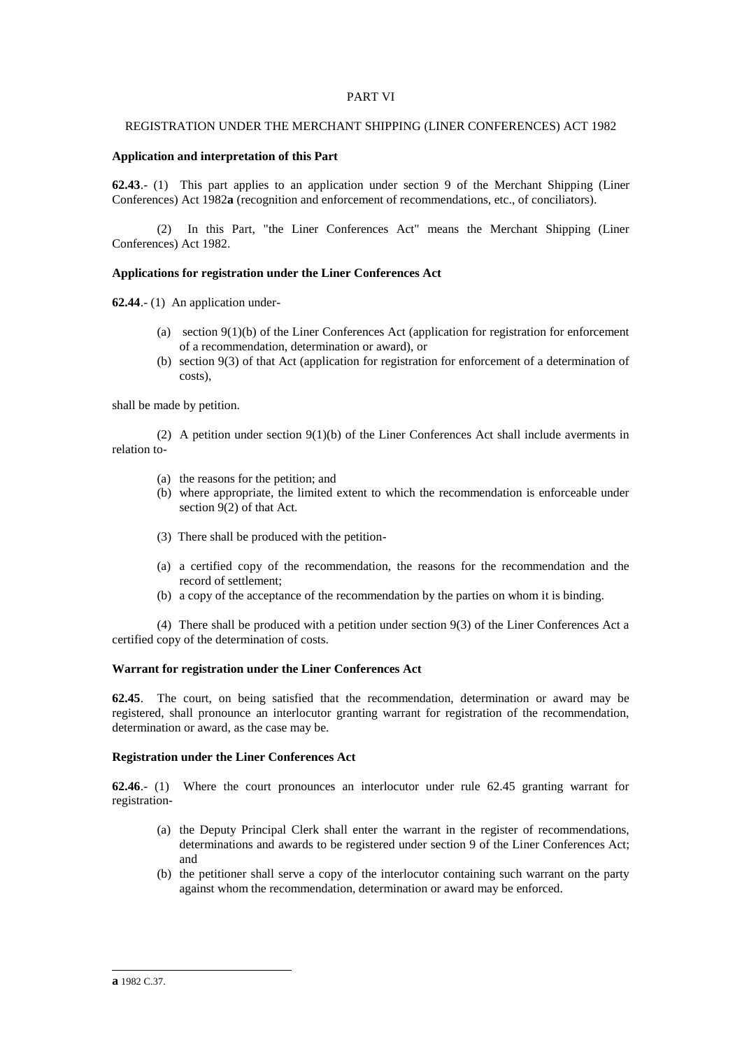## PART VI

## REGISTRATION UNDER THE MERCHANT SHIPPING (LINER CONFERENCES) ACT 1982

**Application and interpretation of this Part**

**62.43**.- (1) This part applies to an application under section 9 of the Merchant Shipping (Liner Conferences) Act 1982**a** (recognition and enforcement of recommendations, etc., of conciliators).

(2) In this Part, "the Liner Conferences Act" means the Merchant Shipping (Liner Conferences) Act 1982.

**Applications for registration under the Liner Conferences Act**

**62.44**.- (1) An application under-

- (a) section 9(1)(b) of the Liner Conferences Act (application for registration for enforcement of a recommendation, determination or award), or
- (b) section 9(3) of that Act (application for registration for enforcement of a determination of costs),

shall be made by petition.

(2) A petition under section 9(1)(b) of the Liner Conferences Act shall include averments in relation to-

- (a) the reasons for the petition; and
- (b) where appropriate, the limited extent to which the recommendation is enforceable under section 9(2) of that Act.

(3) There shall be produced with the petition-

- (a) a certified copy of the recommendation, the reasons for the recommendation and the record of settlement;
- (b) a copy of the acceptance of the recommendation by the parties on whom it is binding.

(4) There shall be produced with a petition under section 9(3) of the Liner Conferences Act a certified copy of the determination of costs.

**Warrant for registration under the Liner Conferences Act**

**62.45**. The court, on being satisfied that the recommendation, determination or award may be registered, shall pronounce an interlocutor granting warrant for registration of the recommendation, determination or award, as the case may be.

**Registration under the Liner Conferences Act**

**62.46**.- (1) Where the court pronounces an interlocutor under rule 62.45 granting warrant for registration-

- (a) the Deputy Principal Clerk shall enter the warrant in the register of recommendations, determinations and awards to be registered under section 9 of the Liner Conferences Act; and
- (b) the petitioner shall serve a copy of the interlocutor containing such warrant on the party against whom the recommendation, determination or award may be enforced.

---

**a** 1982 C.37.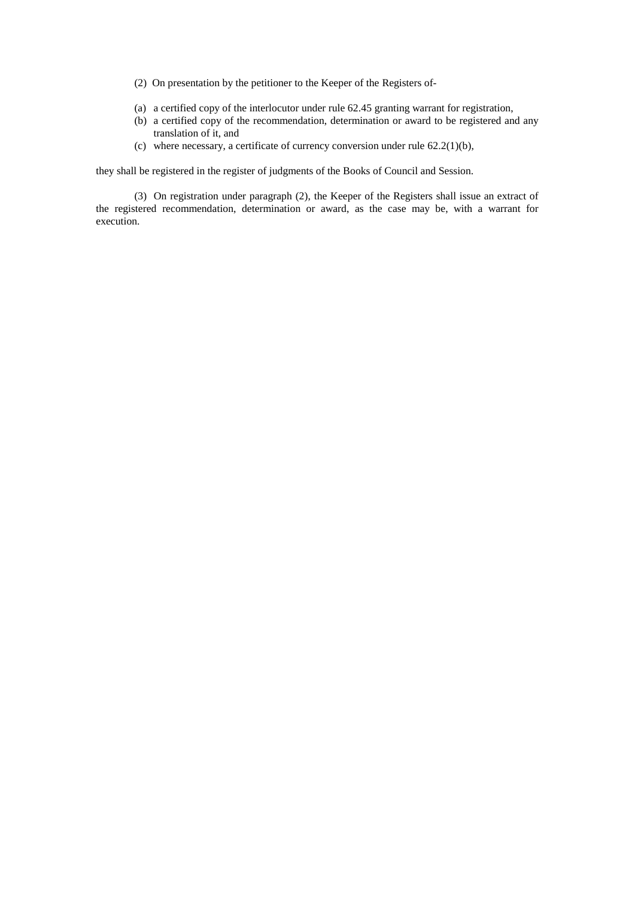(2) On presentation by the petitioner to the Keeper of the Registers of-

(a) a certified copy of the interlocutor under rule 62.45 granting warrant for registration,
(b) a certified copy of the recommendation, determination or award to be registered and any translation of it, and
(c) where necessary, a certificate of currency conversion under rule 62.2(1)(b),

they shall be registered in the register of judgments of the Books of Council and Session.

(3) On registration under paragraph (2), the Keeper of the Registers shall issue an extract of the registered recommendation, determination or award, as the case may be, with a warrant for execution.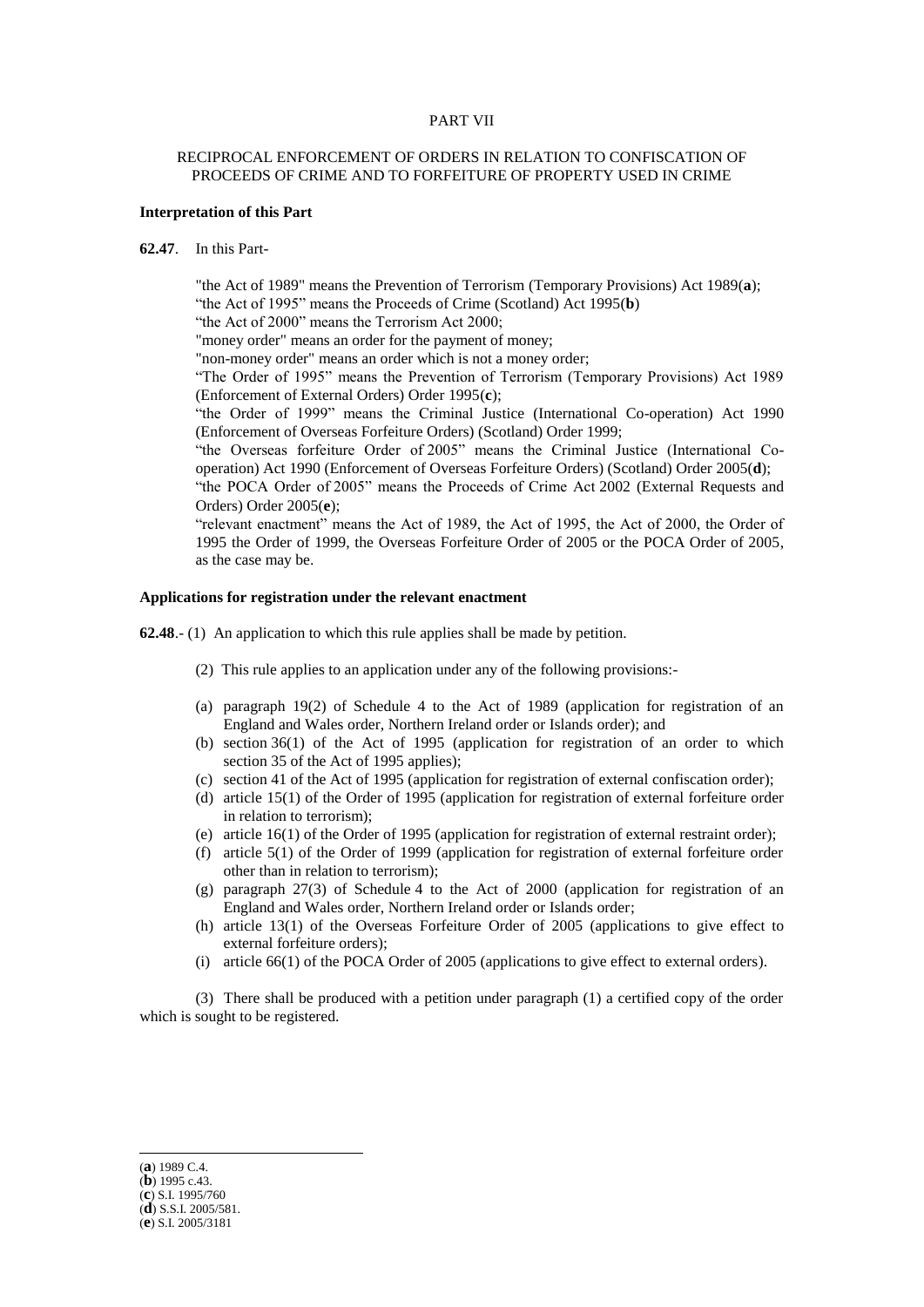PART VII

RECIPROCAL ENFORCEMENT OF ORDERS IN RELATION TO CONFISCATION OF PROCEEDS OF CRIME AND TO FORFEITURE OF PROPERTY USED IN CRIME

**Interpretation of this Part**

**62.47**. In this Part-

"the Act of 1989" means the Prevention of Terrorism (Temporary Provisions) Act 1989(**a**);
"the Act of 1995" means the Proceeds of Crime (Scotland) Act 1995(**b**)
"the Act of 2000" means the Terrorism Act 2000;
"money order" means an order for the payment of money;
"non-money order" means an order which is not a money order;
"The Order of 1995" means the Prevention of Terrorism (Temporary Provisions) Act 1989 (Enforcement of External Orders) Order 1995(**c**);
"the Order of 1999" means the Criminal Justice (International Co-operation) Act 1990 (Enforcement of Overseas Forfeiture Orders) (Scotland) Order 1999;
"the Overseas forfeiture Order of 2005" means the Criminal Justice (International Co-operation) Act 1990 (Enforcement of Overseas Forfeiture Orders) (Scotland) Order 2005(**d**);
"the POCA Order of 2005" means the Proceeds of Crime Act 2002 (External Requests and Orders) Order 2005(**e**);
"relevant enactment" means the Act of 1989, the Act of 1995, the Act of 2000, the Order of 1995 the Order of 1999, the Overseas Forfeiture Order of 2005 or the POCA Order of 2005, as the case may be.

**Applications for registration under the relevant enactment**

**62.48**.- (1) An application to which this rule applies shall be made by petition.

(2) This rule applies to an application under any of the following provisions:-

(a) paragraph 19(2) of Schedule 4 to the Act of 1989 (application for registration of an England and Wales order, Northern Ireland order or Islands order); and
(b) section 36(1) of the Act of 1995 (application for registration of an order to which section 35 of the Act of 1995 applies);
(c) section 41 of the Act of 1995 (application for registration of external confiscation order);
(d) article 15(1) of the Order of 1995 (application for registration of external forfeiture order in relation to terrorism);
(e) article 16(1) of the Order of 1995 (application for registration of external restraint order);
(f) article 5(1) of the Order of 1999 (application for registration of external forfeiture order other than in relation to terrorism);
(g) paragraph 27(3) of Schedule 4 to the Act of 2000 (application for registration of an England and Wales order, Northern Ireland order or Islands order;
(h) article 13(1) of the Overseas Forfeiture Order of 2005 (applications to give effect to external forfeiture orders);
(i) article 66(1) of the POCA Order of 2005 (applications to give effect to external orders).

(3) There shall be produced with a petition under paragraph (1) a certified copy of the order which is sought to be registered.

---

(**a**) 1989 C.4.
(**b**) 1995 c.43.
(**c**) S.I. 1995/760
(**d**) S.S.I. 2005/581.
(**e**) S.I. 2005/3181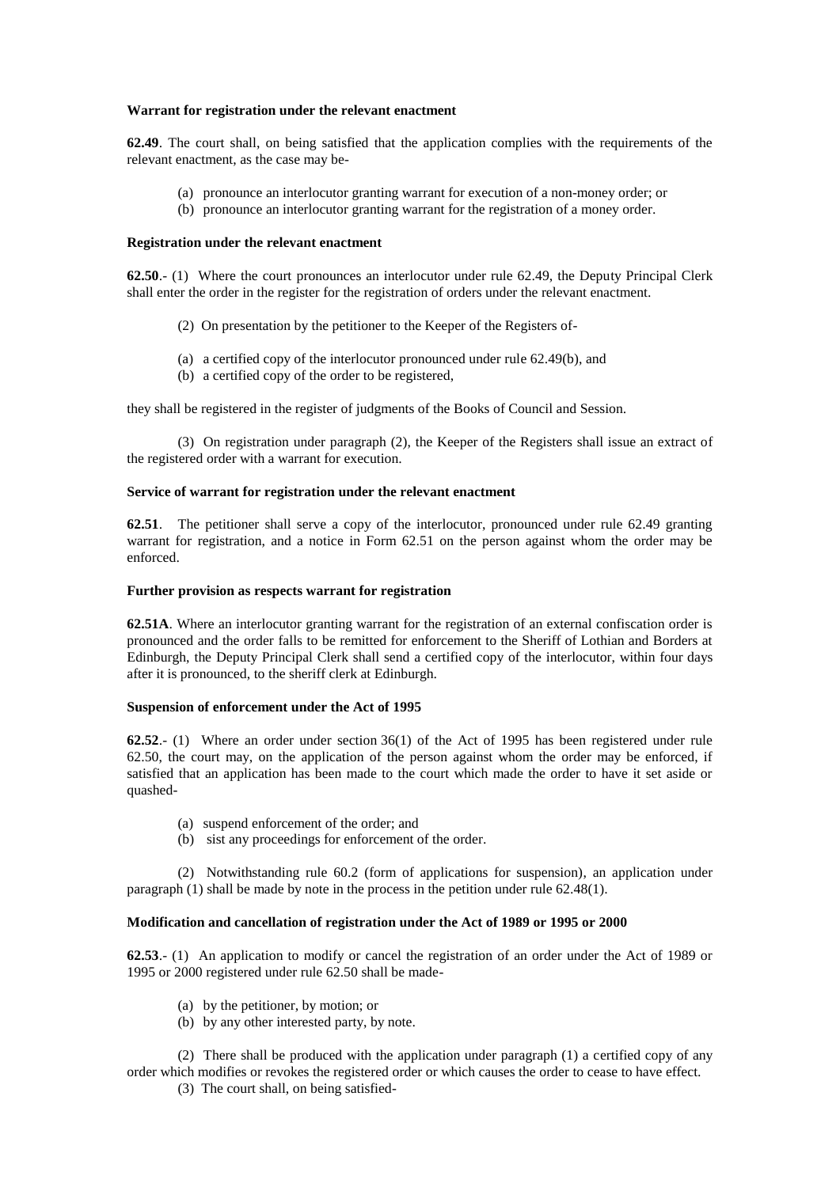**Warrant for registration under the relevant enactment**

**62.49**. The court shall, on being satisfied that the application complies with the requirements of the relevant enactment, as the case may be-

- (a) pronounce an interlocutor granting warrant for execution of a non-money order; or
- (b) pronounce an interlocutor granting warrant for the registration of a money order.

**Registration under the relevant enactment**

**62.50**.- (1) Where the court pronounces an interlocutor under rule 62.49, the Deputy Principal Clerk shall enter the order in the register for the registration of orders under the relevant enactment.

(2) On presentation by the petitioner to the Keeper of the Registers of-

- (a) a certified copy of the interlocutor pronounced under rule 62.49(b), and
- (b) a certified copy of the order to be registered,

they shall be registered in the register of judgments of the Books of Council and Session.

(3) On registration under paragraph (2), the Keeper of the Registers shall issue an extract of the registered order with a warrant for execution.

**Service of warrant for registration under the relevant enactment**

**62.51**. The petitioner shall serve a copy of the interlocutor, pronounced under rule 62.49 granting warrant for registration, and a notice in Form 62.51 on the person against whom the order may be enforced.

**Further provision as respects warrant for registration**

**62.51A**. Where an interlocutor granting warrant for the registration of an external confiscation order is pronounced and the order falls to be remitted for enforcement to the Sheriff of Lothian and Borders at Edinburgh, the Deputy Principal Clerk shall send a certified copy of the interlocutor, within four days after it is pronounced, to the sheriff clerk at Edinburgh.

**Suspension of enforcement under the Act of 1995**

**62.52**.- (1) Where an order under section 36(1) of the Act of 1995 has been registered under rule 62.50, the court may, on the application of the person against whom the order may be enforced, if satisfied that an application has been made to the court which made the order to have it set aside or quashed-

- (a) suspend enforcement of the order; and
- (b) sist any proceedings for enforcement of the order.

(2) Notwithstanding rule 60.2 (form of applications for suspension), an application under paragraph (1) shall be made by note in the process in the petition under rule 62.48(1).

**Modification and cancellation of registration under the Act of 1989 or 1995 or 2000**

**62.53**.- (1) An application to modify or cancel the registration of an order under the Act of 1989 or 1995 or 2000 registered under rule 62.50 shall be made-

- (a) by the petitioner, by motion; or
- (b) by any other interested party, by note.

(2) There shall be produced with the application under paragraph (1) a certified copy of any order which modifies or revokes the registered order or which causes the order to cease to have effect.

(3) The court shall, on being satisfied-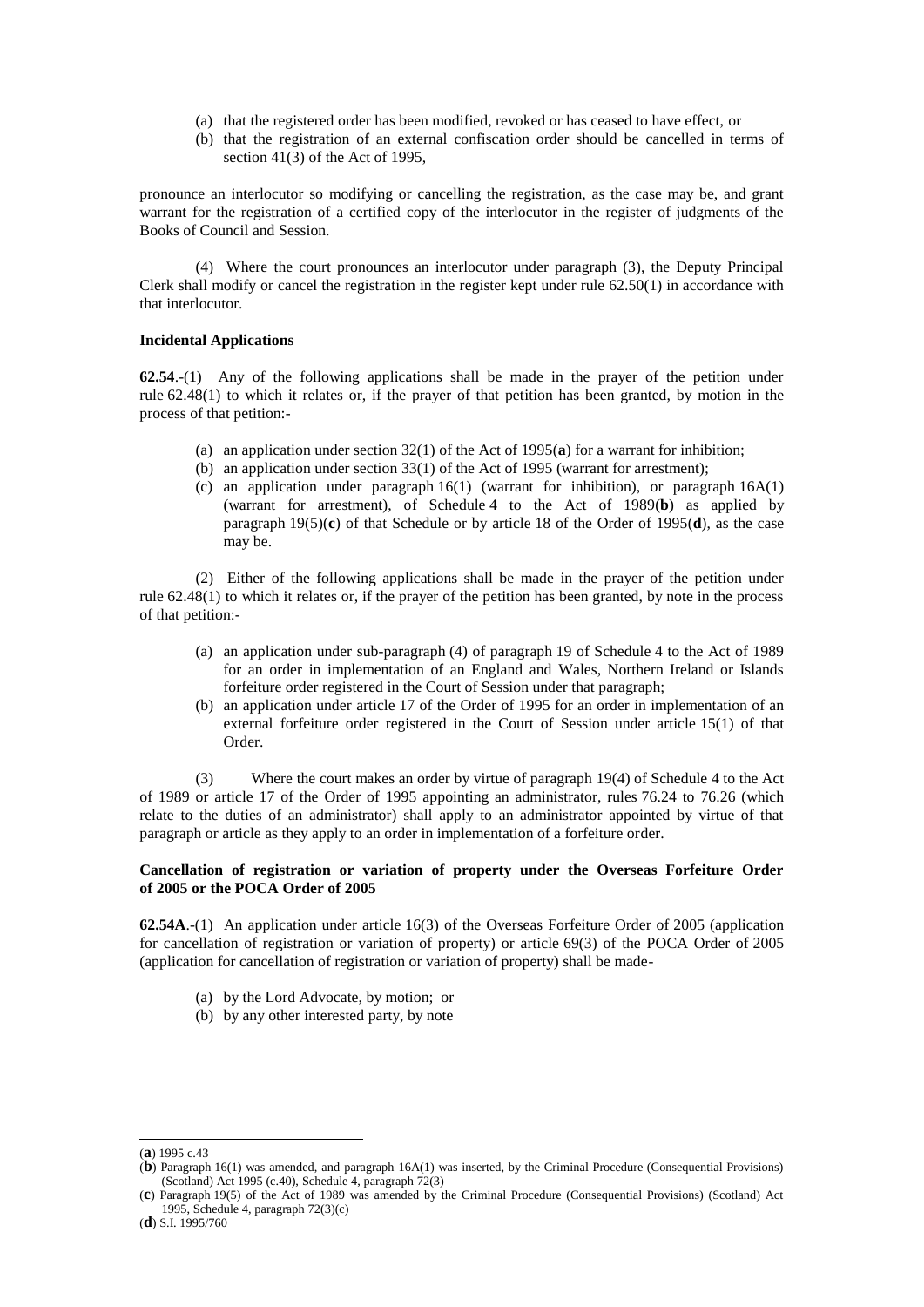(a) that the registered order has been modified, revoked or has ceased to have effect, or
(b) that the registration of an external confiscation order should be cancelled in terms of section 41(3) of the Act of 1995,

pronounce an interlocutor so modifying or cancelling the registration, as the case may be, and grant warrant for the registration of a certified copy of the interlocutor in the register of judgments of the Books of Council and Session.

(4) Where the court pronounces an interlocutor under paragraph (3), the Deputy Principal Clerk shall modify or cancel the registration in the register kept under rule 62.50(1) in accordance with that interlocutor.

**Incidental Applications**

**62.54**.-(1) Any of the following applications shall be made in the prayer of the petition under rule 62.48(1) to which it relates or, if the prayer of that petition has been granted, by motion in the process of that petition:-

(a) an application under section 32(1) of the Act of 1995(**a**) for a warrant for inhibition;
(b) an application under section 33(1) of the Act of 1995 (warrant for arrestment);
(c) an application under paragraph 16(1) (warrant for inhibition), or paragraph 16A(1) (warrant for arrestment), of Schedule 4 to the Act of 1989(**b**) as applied by paragraph 19(5)(**c**) of that Schedule or by article 18 of the Order of 1995(**d**), as the case may be.

(2) Either of the following applications shall be made in the prayer of the petition under rule 62.48(1) to which it relates or, if the prayer of the petition has been granted, by note in the process of that petition:-

(a) an application under sub-paragraph (4) of paragraph 19 of Schedule 4 to the Act of 1989 for an order in implementation of an England and Wales, Northern Ireland or Islands forfeiture order registered in the Court of Session under that paragraph;
(b) an application under article 17 of the Order of 1995 for an order in implementation of an external forfeiture order registered in the Court of Session under article 15(1) of that Order.

(3) Where the court makes an order by virtue of paragraph 19(4) of Schedule 4 to the Act of 1989 or article 17 of the Order of 1995 appointing an administrator, rules 76.24 to 76.26 (which relate to the duties of an administrator) shall apply to an administrator appointed by virtue of that paragraph or article as they apply to an order in implementation of a forfeiture order.

**Cancellation of registration or variation of property under the Overseas Forfeiture Order of 2005 or the POCA Order of 2005**

**62.54A**.-(1) An application under article 16(3) of the Overseas Forfeiture Order of 2005 (application for cancellation of registration or variation of property) or article 69(3) of the POCA Order of 2005 (application for cancellation of registration or variation of property) shall be made-

(a) by the Lord Advocate, by motion; or
(b) by any other interested party, by note

---

(**a**) 1995 c.43
(**b**) Paragraph 16(1) was amended, and paragraph 16A(1) was inserted, by the Criminal Procedure (Consequential Provisions) (Scotland) Act 1995 (c.40), Schedule 4, paragraph 72(3)
(**c**) Paragraph 19(5) of the Act of 1989 was amended by the Criminal Procedure (Consequential Provisions) (Scotland) Act 1995, Schedule 4, paragraph 72(3)(c)
(**d**) S.I. 1995/760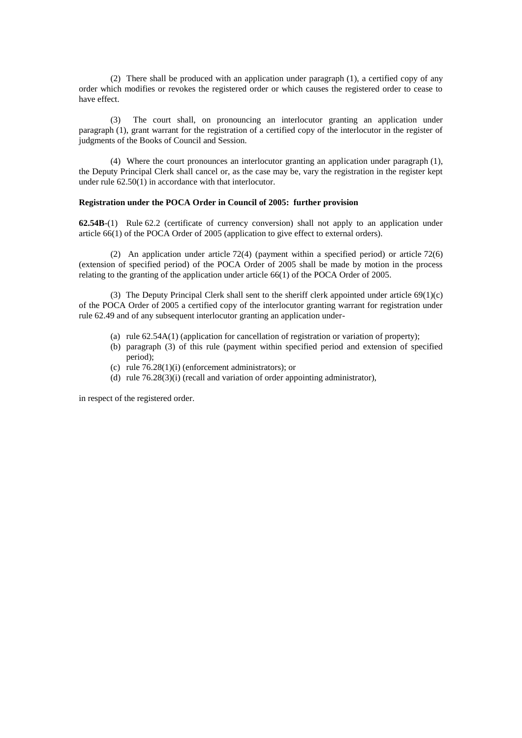(2) There shall be produced with an application under paragraph (1), a certified copy of any order which modifies or revokes the registered order or which causes the registered order to cease to have effect.

(3) The court shall, on pronouncing an interlocutor granting an application under paragraph (1), grant warrant for the registration of a certified copy of the interlocutor in the register of judgments of the Books of Council and Session.

(4) Where the court pronounces an interlocutor granting an application under paragraph (1), the Deputy Principal Clerk shall cancel or, as the case may be, vary the registration in the register kept under rule 62.50(1) in accordance with that interlocutor.

**Registration under the POCA Order in Council of 2005: further provision**

**62.54B**-(1) Rule 62.2 (certificate of currency conversion) shall not apply to an application under article 66(1) of the POCA Order of 2005 (application to give effect to external orders).

(2) An application under article 72(4) (payment within a specified period) or article 72(6) (extension of specified period) of the POCA Order of 2005 shall be made by motion in the process relating to the granting of the application under article 66(1) of the POCA Order of 2005.

(3) The Deputy Principal Clerk shall sent to the sheriff clerk appointed under article 69(1)(c) of the POCA Order of 2005 a certified copy of the interlocutor granting warrant for registration under rule 62.49 and of any subsequent interlocutor granting an application under-

(a) rule 62.54A(1) (application for cancellation of registration or variation of property);
(b) paragraph (3) of this rule (payment within specified period and extension of specified period);
(c) rule 76.28(1)(i) (enforcement administrators); or
(d) rule 76.28(3)(i) (recall and variation of order appointing administrator),

in respect of the registered order.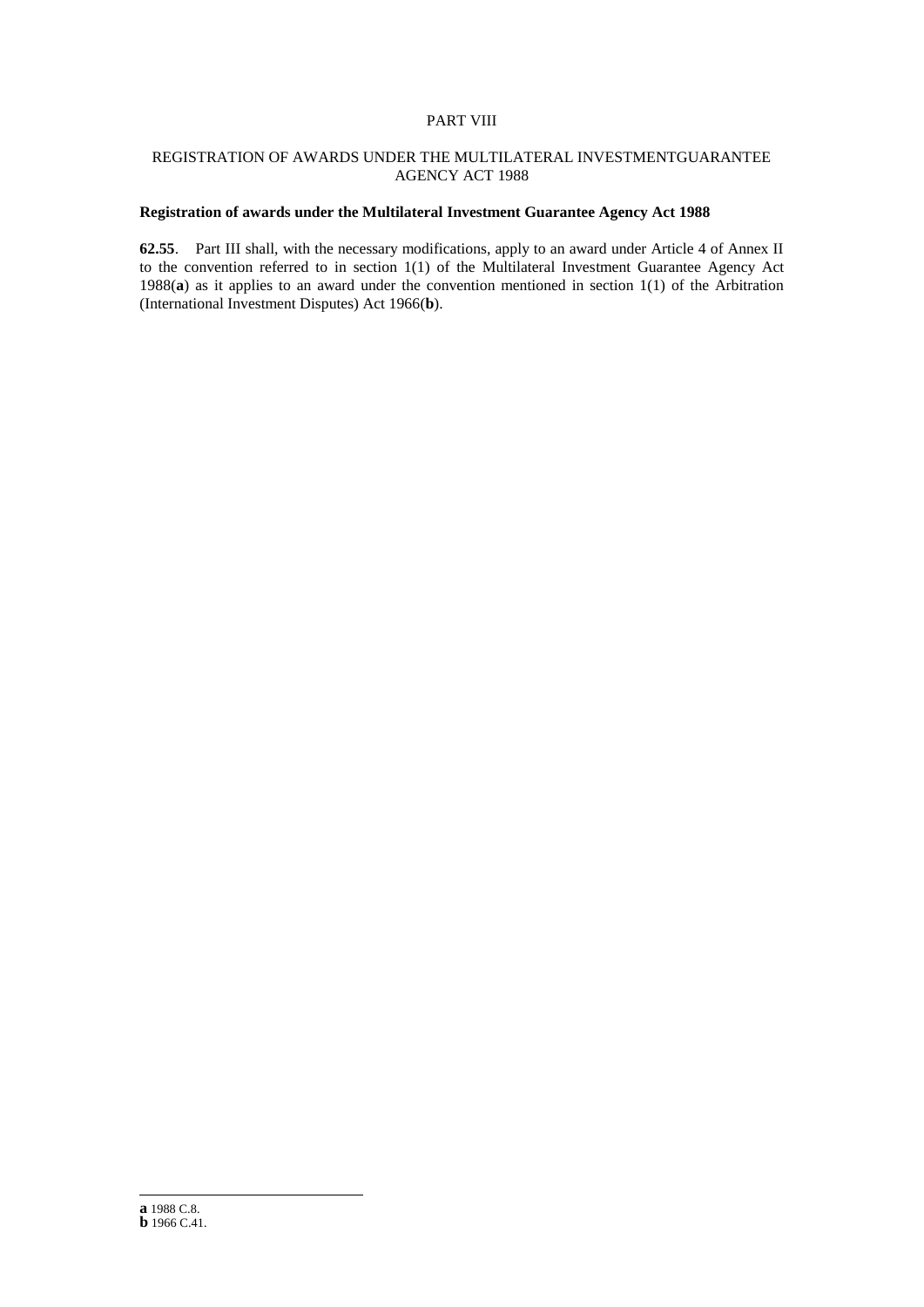# PART VIII

## REGISTRATION OF AWARDS UNDER THE MULTILATERAL INVESTMENTGUARANTEE AGENCY ACT 1988

### Registration of awards under the Multilateral Investment Guarantee Agency Act 1988

**62.55**. Part III shall, with the necessary modifications, apply to an award under Article 4 of Annex II to the convention referred to in section 1(1) of the Multilateral Investment Guarantee Agency Act 1988(**a**) as it applies to an award under the convention mentioned in section 1(1) of the Arbitration (International Investment Disputes) Act 1966(**b**).

---

**a** 1988 C.8.
**b** 1966 C.41.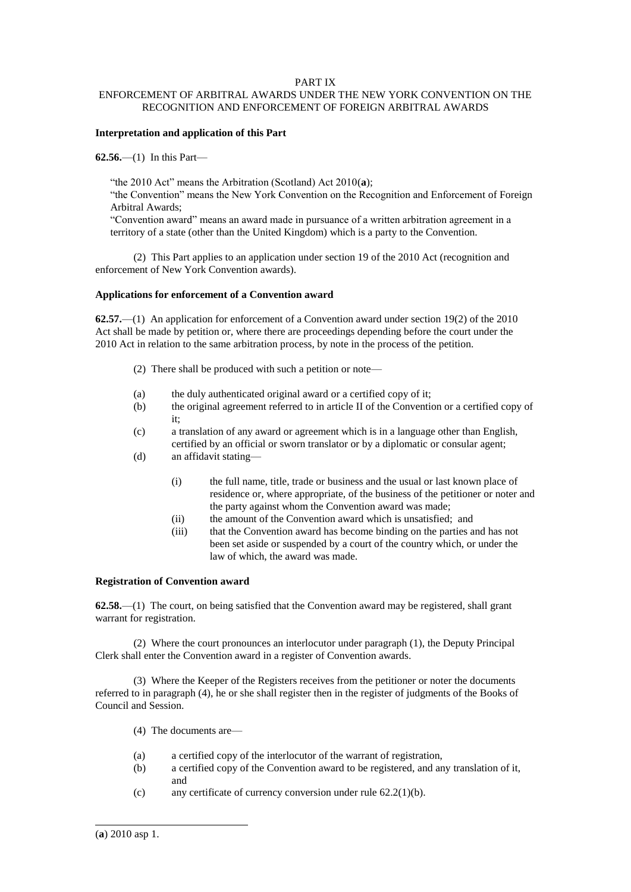PART IX

ENFORCEMENT OF ARBITRAL AWARDS UNDER THE NEW YORK CONVENTION ON THE RECOGNITION AND ENFORCEMENT OF FOREIGN ARBITRAL AWARDS

**Interpretation and application of this Part**

**62.56.**—(1) In this Part—

"the 2010 Act" means the Arbitration (Scotland) Act 2010(**a**);

"the Convention" means the New York Convention on the Recognition and Enforcement of Foreign Arbitral Awards;

"Convention award" means an award made in pursuance of a written arbitration agreement in a territory of a state (other than the United Kingdom) which is a party to the Convention.

(2) This Part applies to an application under section 19 of the 2010 Act (recognition and enforcement of New York Convention awards).

**Applications for enforcement of a Convention award**

**62.57.**—(1) An application for enforcement of a Convention award under section 19(2) of the 2010 Act shall be made by petition or, where there are proceedings depending before the court under the 2010 Act in relation to the same arbitration process, by note in the process of the petition.

(2) There shall be produced with such a petition or note—

(a) the duly authenticated original award or a certified copy of it;

(b) the original agreement referred to in article II of the Convention or a certified copy of it;

(c) a translation of any award or agreement which is in a language other than English, certified by an official or sworn translator or by a diplomatic or consular agent;

(d) an affidavit stating—

(i) the full name, title, trade or business and the usual or last known place of residence or, where appropriate, of the business of the petitioner or noter and the party against whom the Convention award was made;

(ii) the amount of the Convention award which is unsatisfied; and

(iii) that the Convention award has become binding on the parties and has not been set aside or suspended by a court of the country which, or under the law of which, the award was made.

**Registration of Convention award**

**62.58.**—(1) The court, on being satisfied that the Convention award may be registered, shall grant warrant for registration.

(2) Where the court pronounces an interlocutor under paragraph (1), the Deputy Principal Clerk shall enter the Convention award in a register of Convention awards.

(3) Where the Keeper of the Registers receives from the petitioner or noter the documents referred to in paragraph (4), he or she shall register then in the register of judgments of the Books of Council and Session.

(4) The documents are—

(a) a certified copy of the interlocutor of the warrant of registration,

(b) a certified copy of the Convention award to be registered, and any translation of it, and

(c) any certificate of currency conversion under rule 62.2(1)(b).

---

(**a**) 2010 asp 1.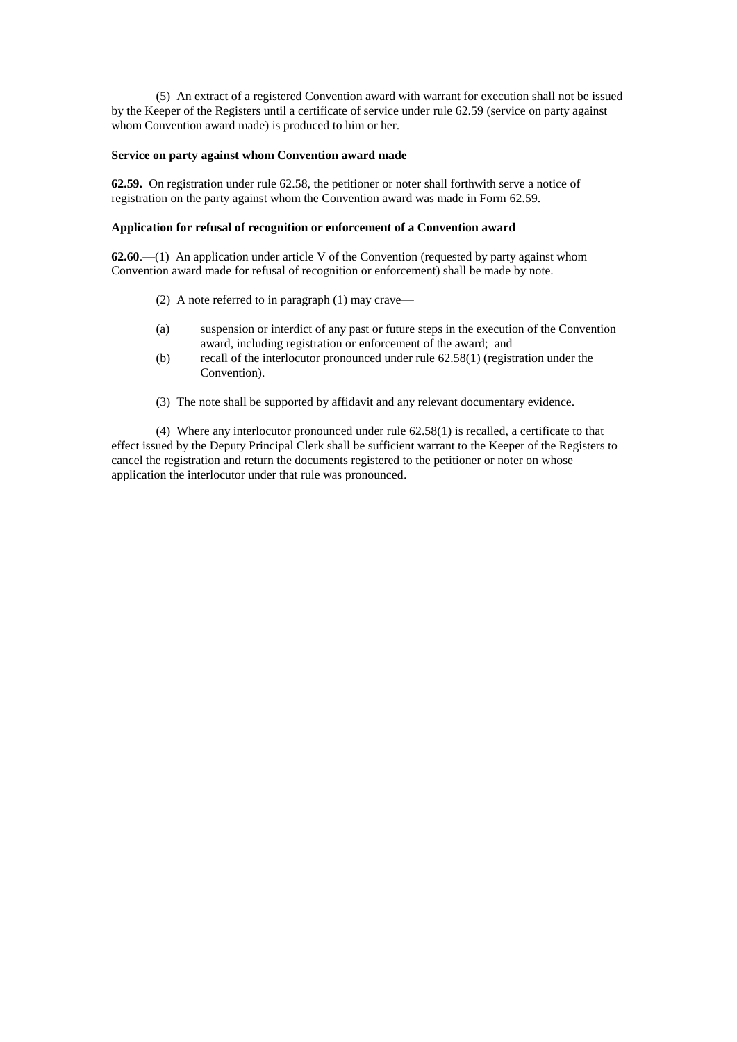(5) An extract of a registered Convention award with warrant for execution shall not be issued by the Keeper of the Registers until a certificate of service under rule 62.59 (service on party against whom Convention award made) is produced to him or her.

**Service on party against whom Convention award made**

**62.59.** On registration under rule 62.58, the petitioner or noter shall forthwith serve a notice of registration on the party against whom the Convention award was made in Form 62.59.

**Application for refusal of recognition or enforcement of a Convention award**

**62.60**.—(1) An application under article V of the Convention (requested by party against whom Convention award made for refusal of recognition or enforcement) shall be made by note.

(2) A note referred to in paragraph (1) may crave—

(a) suspension or interdict of any past or future steps in the execution of the Convention award, including registration or enforcement of the award; and

(b) recall of the interlocutor pronounced under rule 62.58(1) (registration under the Convention).

(3) The note shall be supported by affidavit and any relevant documentary evidence.

(4) Where any interlocutor pronounced under rule 62.58(1) is recalled, a certificate to that effect issued by the Deputy Principal Clerk shall be sufficient warrant to the Keeper of the Registers to cancel the registration and return the documents registered to the petitioner or noter on whose application the interlocutor under that rule was pronounced.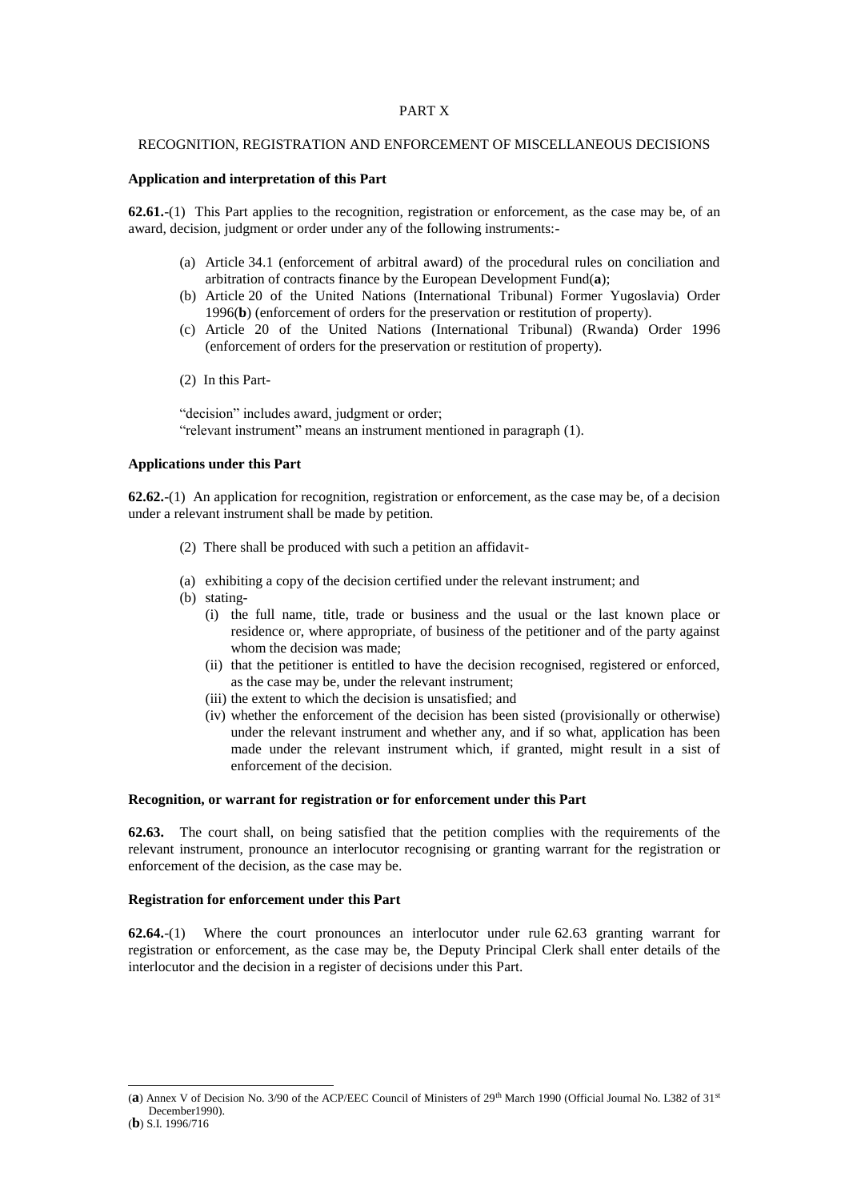PART X

RECOGNITION, REGISTRATION AND ENFORCEMENT OF MISCELLANEOUS DECISIONS

**Application and interpretation of this Part**

**62.61.**-(1) This Part applies to the recognition, registration or enforcement, as the case may be, of an award, decision, judgment or order under any of the following instruments:-

(a) Article 34.1 (enforcement of arbitral award) of the procedural rules on conciliation and arbitration of contracts finance by the European Development Fund(**a**);
(b) Article 20 of the United Nations (International Tribunal) Former Yugoslavia) Order 1996(**b**) (enforcement of orders for the preservation or restitution of property).
(c) Article 20 of the United Nations (International Tribunal) (Rwanda) Order 1996 (enforcement of orders for the preservation or restitution of property).

(2) In this Part-

"decision" includes award, judgment or order;
"relevant instrument" means an instrument mentioned in paragraph (1).

**Applications under this Part**

**62.62.**-(1) An application for recognition, registration or enforcement, as the case may be, of a decision under a relevant instrument shall be made by petition.

(2) There shall be produced with such a petition an affidavit-

(a) exhibiting a copy of the decision certified under the relevant instrument; and
(b) stating-
   (i) the full name, title, trade or business and the usual or the last known place or residence or, where appropriate, of business of the petitioner and of the party against whom the decision was made;
   (ii) that the petitioner is entitled to have the decision recognised, registered or enforced, as the case may be, under the relevant instrument;
   (iii) the extent to which the decision is unsatisfied; and
   (iv) whether the enforcement of the decision has been sisted (provisionally or otherwise) under the relevant instrument and whether any, and if so what, application has been made under the relevant instrument which, if granted, might result in a sist of enforcement of the decision.

**Recognition, or warrant for registration or for enforcement under this Part**

**62.63.** The court shall, on being satisfied that the petition complies with the requirements of the relevant instrument, pronounce an interlocutor recognising or granting warrant for the registration or enforcement of the decision, as the case may be.

**Registration for enforcement under this Part**

**62.64.**-(1) Where the court pronounces an interlocutor under rule 62.63 granting warrant for registration or enforcement, as the case may be, the Deputy Principal Clerk shall enter details of the interlocutor and the decision in a register of decisions under this Part.

---

(**a**) Annex V of Decision No. 3/90 of the ACP/EEC Council of Ministers of 29th March 1990 (Official Journal No. L382 of 31st December1990).
(**b**) S.I. 1996/716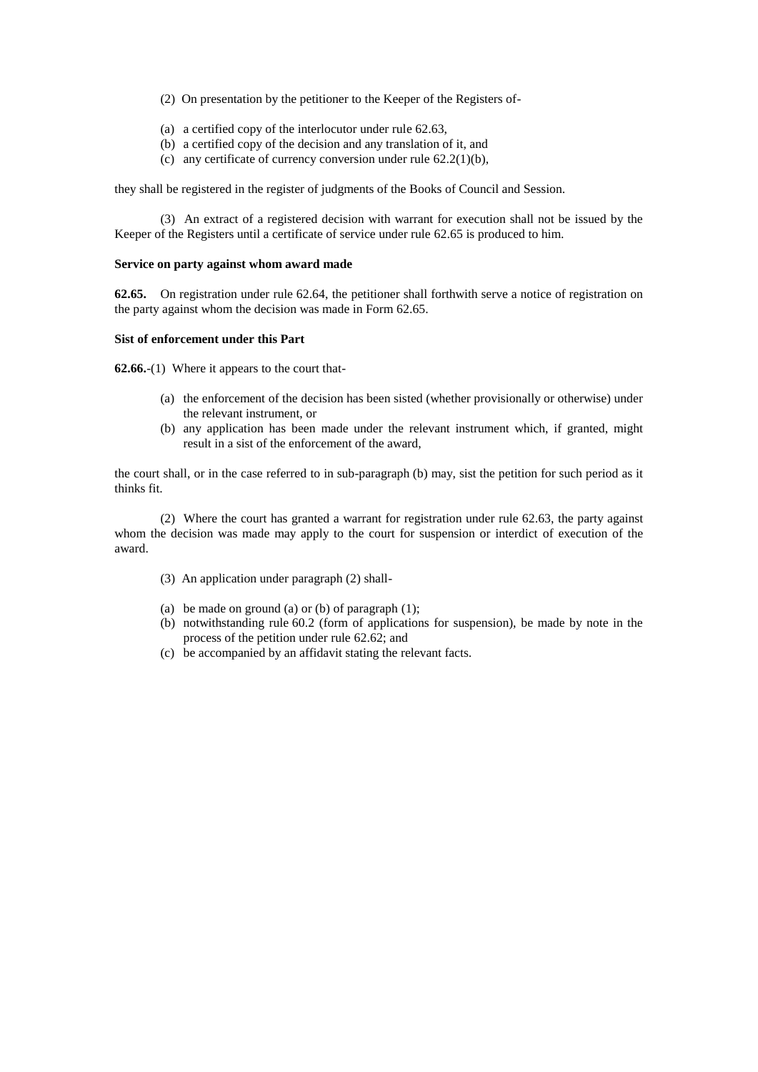(2) On presentation by the petitioner to the Keeper of the Registers of-

(a) a certified copy of the interlocutor under rule 62.63,
(b) a certified copy of the decision and any translation of it, and
(c) any certificate of currency conversion under rule 62.2(1)(b),

they shall be registered in the register of judgments of the Books of Council and Session.

(3) An extract of a registered decision with warrant for execution shall not be issued by the Keeper of the Registers until a certificate of service under rule 62.65 is produced to him.

**Service on party against whom award made**

**62.65.** On registration under rule 62.64, the petitioner shall forthwith serve a notice of registration on the party against whom the decision was made in Form 62.65.

**Sist of enforcement under this Part**

**62.66.**-(1) Where it appears to the court that-

(a) the enforcement of the decision has been sisted (whether provisionally or otherwise) under the relevant instrument, or
(b) any application has been made under the relevant instrument which, if granted, might result in a sist of the enforcement of the award,

the court shall, or in the case referred to in sub-paragraph (b) may, sist the petition for such period as it thinks fit.

(2) Where the court has granted a warrant for registration under rule 62.63, the party against whom the decision was made may apply to the court for suspension or interdict of execution of the award.

(3) An application under paragraph (2) shall-

(a) be made on ground (a) or (b) of paragraph (1);
(b) notwithstanding rule 60.2 (form of applications for suspension), be made by note in the process of the petition under rule 62.62; and
(c) be accompanied by an affidavit stating the relevant facts.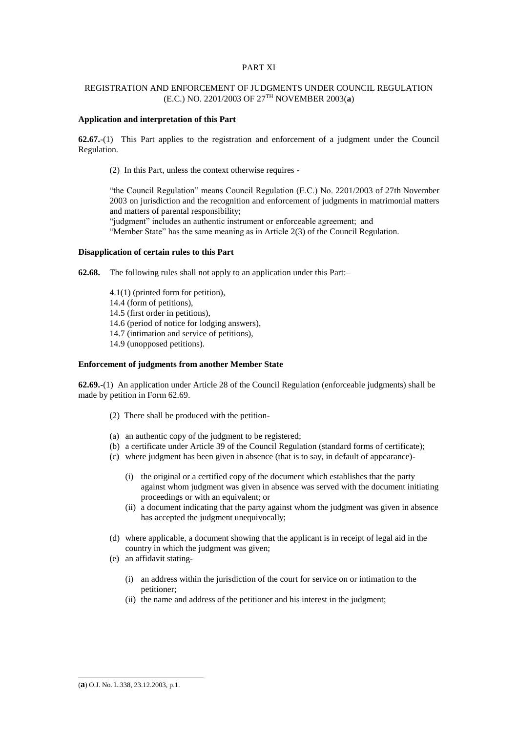PART XI

REGISTRATION AND ENFORCEMENT OF JUDGMENTS UNDER COUNCIL REGULATION (E.C.) NO. 2201/2003 OF 27TH NOVEMBER 2003(**a**)

**Application and interpretation of this Part**

**62.67.**-(1) This Part applies to the registration and enforcement of a judgment under the Council Regulation.

(2) In this Part, unless the context otherwise requires -

"the Council Regulation" means Council Regulation (E.C.) No. 2201/2003 of 27th November 2003 on jurisdiction and the recognition and enforcement of judgments in matrimonial matters and matters of parental responsibility;
"judgment" includes an authentic instrument or enforceable agreement; and
"Member State" has the same meaning as in Article 2(3) of the Council Regulation.

**Disapplication of certain rules to this Part**

**62.68.** The following rules shall not apply to an application under this Part:–

4.1(1) (printed form for petition),
14.4 (form of petitions),
14.5 (first order in petitions),
14.6 (period of notice for lodging answers),
14.7 (intimation and service of petitions),
14.9 (unopposed petitions).

**Enforcement of judgments from another Member State**

**62.69.**-(1) An application under Article 28 of the Council Regulation (enforceable judgments) shall be made by petition in Form 62.69.

(2) There shall be produced with the petition-

(a) an authentic copy of the judgment to be registered;
(b) a certificate under Article 39 of the Council Regulation (standard forms of certificate);
(c) where judgment has been given in absence (that is to say, in default of appearance)-

  (i) the original or a certified copy of the document which establishes that the party against whom judgment was given in absence was served with the document initiating proceedings or with an equivalent; or
  (ii) a document indicating that the party against whom the judgment was given in absence has accepted the judgment unequivocally;

(d) where applicable, a document showing that the applicant is in receipt of legal aid in the country in which the judgment was given;
(e) an affidavit stating-

  (i) an address within the jurisdiction of the court for service on or intimation to the petitioner;
  (ii) the name and address of the petitioner and his interest in the judgment;

(**a**) O.J. No. L.338, 23.12.2003, p.1.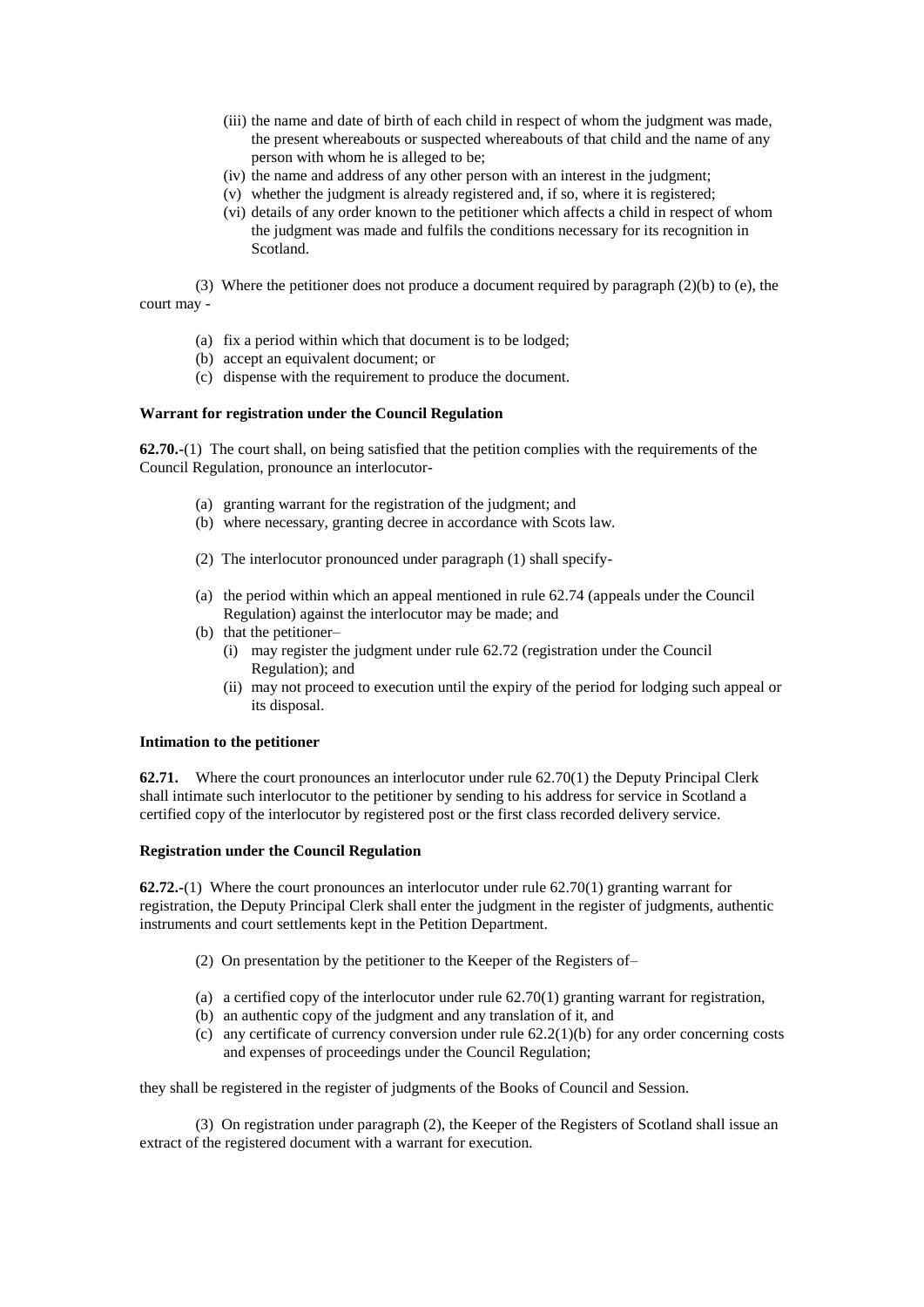(iii) the name and date of birth of each child in respect of whom the judgment was made, the present whereabouts or suspected whereabouts of that child and the name of any person with whom he is alleged to be;

(iv) the name and address of any other person with an interest in the judgment;

(v) whether the judgment is already registered and, if so, where it is registered;

(vi) details of any order known to the petitioner which affects a child in respect of whom the judgment was made and fulfils the conditions necessary for its recognition in Scotland.

(3) Where the petitioner does not produce a document required by paragraph (2)(b) to (e), the court may -

(a) fix a period within which that document is to be lodged;

(b) accept an equivalent document; or

(c) dispense with the requirement to produce the document.

**Warrant for registration under the Council Regulation**

**62.70.**-(1) The court shall, on being satisfied that the petition complies with the requirements of the Council Regulation, pronounce an interlocutor-

(a) granting warrant for the registration of the judgment; and

(b) where necessary, granting decree in accordance with Scots law.

(2) The interlocutor pronounced under paragraph (1) shall specify-

(a) the period within which an appeal mentioned in rule 62.74 (appeals under the Council Regulation) against the interlocutor may be made; and

(b) that the petitioner–

(i) may register the judgment under rule 62.72 (registration under the Council Regulation); and

(ii) may not proceed to execution until the expiry of the period for lodging such appeal or its disposal.

**Intimation to the petitioner**

**62.71.** Where the court pronounces an interlocutor under rule 62.70(1) the Deputy Principal Clerk shall intimate such interlocutor to the petitioner by sending to his address for service in Scotland a certified copy of the interlocutor by registered post or the first class recorded delivery service.

**Registration under the Council Regulation**

**62.72.**-(1) Where the court pronounces an interlocutor under rule 62.70(1) granting warrant for registration, the Deputy Principal Clerk shall enter the judgment in the register of judgments, authentic instruments and court settlements kept in the Petition Department.

(2) On presentation by the petitioner to the Keeper of the Registers of–

(a) a certified copy of the interlocutor under rule 62.70(1) granting warrant for registration,

(b) an authentic copy of the judgment and any translation of it, and

(c) any certificate of currency conversion under rule 62.2(1)(b) for any order concerning costs and expenses of proceedings under the Council Regulation;

they shall be registered in the register of judgments of the Books of Council and Session.

(3) On registration under paragraph (2), the Keeper of the Registers of Scotland shall issue an extract of the registered document with a warrant for execution.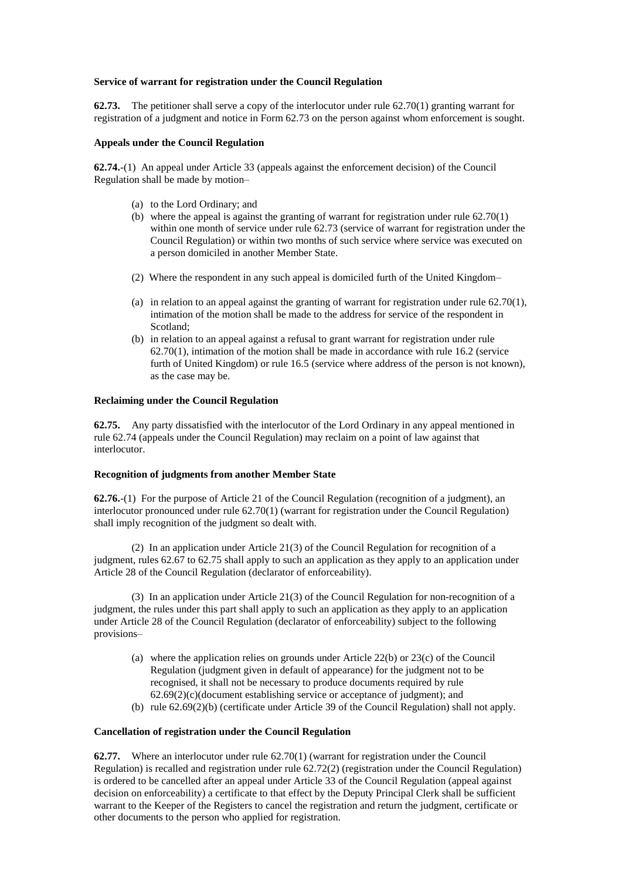**Service of warrant for registration under the Council Regulation**

**62.73.** The petitioner shall serve a copy of the interlocutor under rule 62.70(1) granting warrant for registration of a judgment and notice in Form 62.73 on the person against whom enforcement is sought.

**Appeals under the Council Regulation**

**62.74.**-(1) An appeal under Article 33 (appeals against the enforcement decision) of the Council Regulation shall be made by motion–

- (a) to the Lord Ordinary; and
- (b) where the appeal is against the granting of warrant for registration under rule 62.70(1) within one month of service under rule 62.73 (service of warrant for registration under the Council Regulation) or within two months of such service where service was executed on a person domiciled in another Member State.

(2) Where the respondent in any such appeal is domiciled furth of the United Kingdom–

- (a) in relation to an appeal against the granting of warrant for registration under rule 62.70(1), intimation of the motion shall be made to the address for service of the respondent in Scotland;
- (b) in relation to an appeal against a refusal to grant warrant for registration under rule 62.70(1), intimation of the motion shall be made in accordance with rule 16.2 (service furth of United Kingdom) or rule 16.5 (service where address of the person is not known), as the case may be.

**Reclaiming under the Council Regulation**

**62.75.** Any party dissatisfied with the interlocutor of the Lord Ordinary in any appeal mentioned in rule 62.74 (appeals under the Council Regulation) may reclaim on a point of law against that interlocutor.

**Recognition of judgments from another Member State**

**62.76.**-(1) For the purpose of Article 21 of the Council Regulation (recognition of a judgment), an interlocutor pronounced under rule 62.70(1) (warrant for registration under the Council Regulation) shall imply recognition of the judgment so dealt with.

(2) In an application under Article 21(3) of the Council Regulation for recognition of a judgment, rules 62.67 to 62.75 shall apply to such an application as they apply to an application under Article 28 of the Council Regulation (declarator of enforceability).

(3) In an application under Article 21(3) of the Council Regulation for non-recognition of a judgment, the rules under this part shall apply to such an application as they apply to an application under Article 28 of the Council Regulation (declarator of enforceability) subject to the following provisions–

- (a) where the application relies on grounds under Article 22(b) or 23(c) of the Council Regulation (judgment given in default of appearance) for the judgment not to be recognised, it shall not be necessary to produce documents required by rule 62.69(2)(c)(document establishing service or acceptance of judgment); and
- (b) rule 62.69(2)(b) (certificate under Article 39 of the Council Regulation) shall not apply.

**Cancellation of registration under the Council Regulation**

**62.77.** Where an interlocutor under rule 62.70(1) (warrant for registration under the Council Regulation) is recalled and registration under rule 62.72(2) (registration under the Council Regulation) is ordered to be cancelled after an appeal under Article 33 of the Council Regulation (appeal against decision on enforceability) a certificate to that effect by the Deputy Principal Clerk shall be sufficient warrant to the Keeper of the Registers to cancel the registration and return the judgment, certificate or other documents to the person who applied for registration.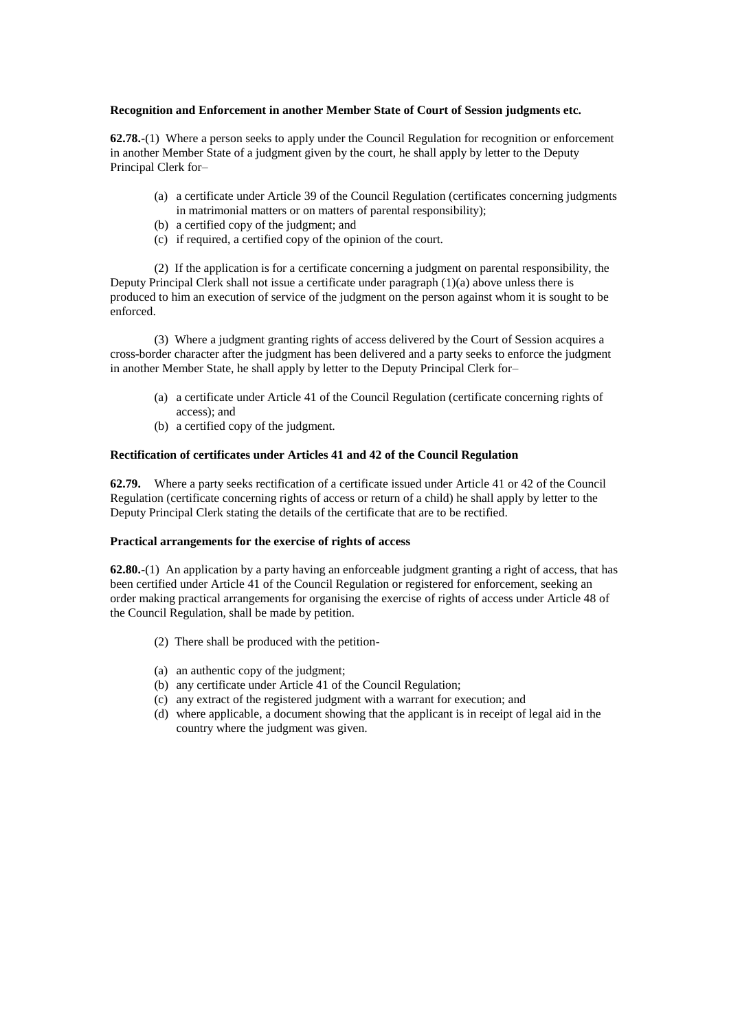**Recognition and Enforcement in another Member State of Court of Session judgments etc.**

**62.78.-**(1) Where a person seeks to apply under the Council Regulation for recognition or enforcement in another Member State of a judgment given by the court, he shall apply by letter to the Deputy Principal Clerk for–

- (a) a certificate under Article 39 of the Council Regulation (certificates concerning judgments in matrimonial matters or on matters of parental responsibility);
- (b) a certified copy of the judgment; and
- (c) if required, a certified copy of the opinion of the court.

(2) If the application is for a certificate concerning a judgment on parental responsibility, the Deputy Principal Clerk shall not issue a certificate under paragraph (1)(a) above unless there is produced to him an execution of service of the judgment on the person against whom it is sought to be enforced.

(3) Where a judgment granting rights of access delivered by the Court of Session acquires a cross-border character after the judgment has been delivered and a party seeks to enforce the judgment in another Member State, he shall apply by letter to the Deputy Principal Clerk for–

- (a) a certificate under Article 41 of the Council Regulation (certificate concerning rights of access); and
- (b) a certified copy of the judgment.

**Rectification of certificates under Articles 41 and 42 of the Council Regulation**

**62.79.** Where a party seeks rectification of a certificate issued under Article 41 or 42 of the Council Regulation (certificate concerning rights of access or return of a child) he shall apply by letter to the Deputy Principal Clerk stating the details of the certificate that are to be rectified.

**Practical arrangements for the exercise of rights of access**

**62.80.-**(1) An application by a party having an enforceable judgment granting a right of access, that has been certified under Article 41 of the Council Regulation or registered for enforcement, seeking an order making practical arrangements for organising the exercise of rights of access under Article 48 of the Council Regulation, shall be made by petition.

(2) There shall be produced with the petition-

- (a) an authentic copy of the judgment;
- (b) any certificate under Article 41 of the Council Regulation;
- (c) any extract of the registered judgment with a warrant for execution; and
- (d) where applicable, a document showing that the applicant is in receipt of legal aid in the country where the judgment was given.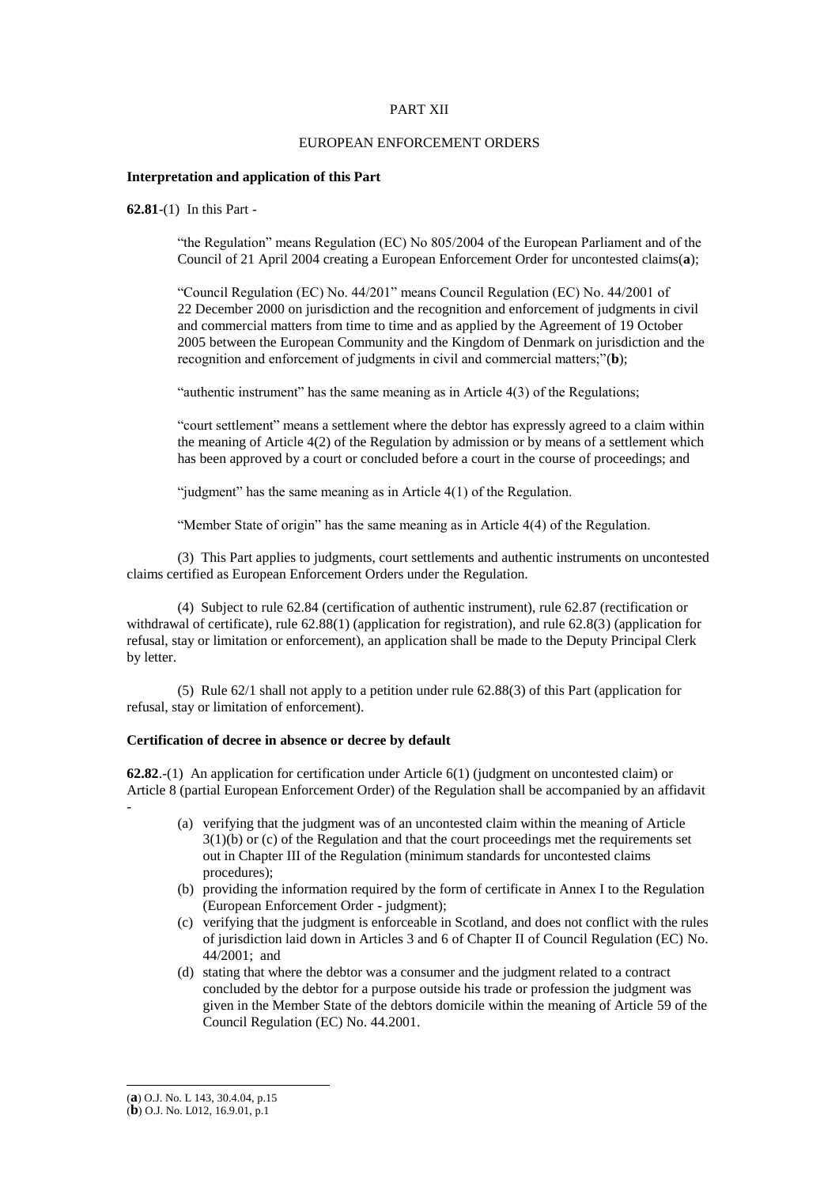PART XII

EUROPEAN ENFORCEMENT ORDERS

**Interpretation and application of this Part**

**62.81**-(1) In this Part -

"the Regulation" means Regulation (EC) No 805/2004 of the European Parliament and of the Council of 21 April 2004 creating a European Enforcement Order for uncontested claims(**a**);

"Council Regulation (EC) No. 44/201" means Council Regulation (EC) No. 44/2001 of 22 December 2000 on jurisdiction and the recognition and enforcement of judgments in civil and commercial matters from time to time and as applied by the Agreement of 19 October 2005 between the European Community and the Kingdom of Denmark on jurisdiction and the recognition and enforcement of judgments in civil and commercial matters;"(**b**);

"authentic instrument" has the same meaning as in Article 4(3) of the Regulations;

"court settlement" means a settlement where the debtor has expressly agreed to a claim within the meaning of Article 4(2) of the Regulation by admission or by means of a settlement which has been approved by a court or concluded before a court in the course of proceedings; and

"judgment" has the same meaning as in Article 4(1) of the Regulation.

"Member State of origin" has the same meaning as in Article 4(4) of the Regulation.

(3) This Part applies to judgments, court settlements and authentic instruments on uncontested claims certified as European Enforcement Orders under the Regulation.

(4) Subject to rule 62.84 (certification of authentic instrument), rule 62.87 (rectification or withdrawal of certificate), rule 62.88(1) (application for registration), and rule 62.8(3) (application for refusal, stay or limitation or enforcement), an application shall be made to the Deputy Principal Clerk by letter.

(5) Rule 62/1 shall not apply to a petition under rule 62.88(3) of this Part (application for refusal, stay or limitation of enforcement).

**Certification of decree in absence or decree by default**

**62.82**.-(1) An application for certification under Article 6(1) (judgment on uncontested claim) or Article 8 (partial European Enforcement Order) of the Regulation shall be accompanied by an affidavit -

(a) verifying that the judgment was of an uncontested claim within the meaning of Article 3(1)(b) or (c) of the Regulation and that the court proceedings met the requirements set out in Chapter III of the Regulation (minimum standards for uncontested claims procedures);

(b) providing the information required by the form of certificate in Annex I to the Regulation (European Enforcement Order - judgment);

(c) verifying that the judgment is enforceable in Scotland, and does not conflict with the rules of jurisdiction laid down in Articles 3 and 6 of Chapter II of Council Regulation (EC) No. 44/2001; and

(d) stating that where the debtor was a consumer and the judgment related to a contract concluded by the debtor for a purpose outside his trade or profession the judgment was given in the Member State of the debtors domicile within the meaning of Article 59 of the Council Regulation (EC) No. 44.2001.

---

(**a**) O.J. No. L 143, 30.4.04, p.15

(**b**) O.J. No. L012, 16.9.01, p.1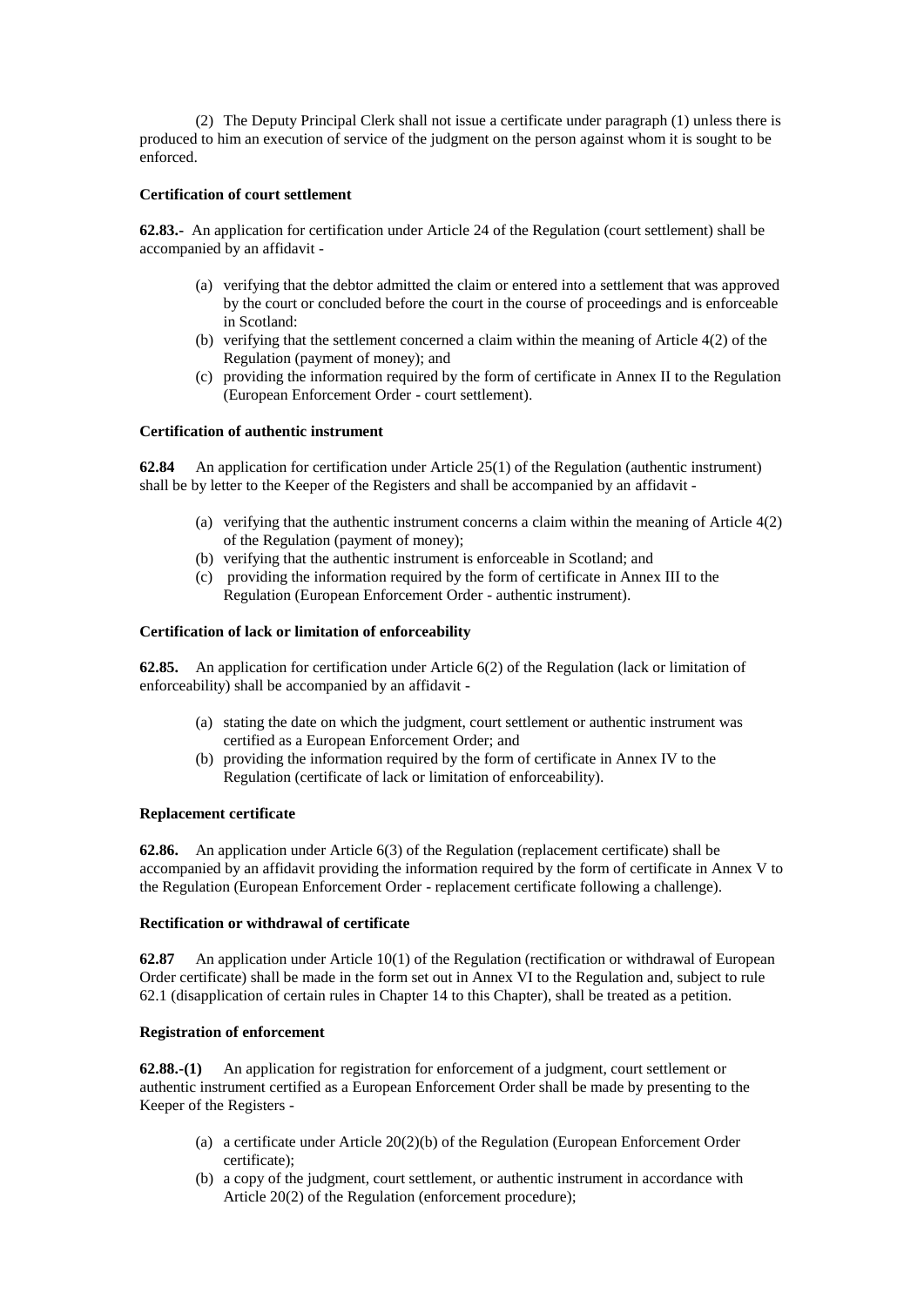(2) The Deputy Principal Clerk shall not issue a certificate under paragraph (1) unless there is produced to him an execution of service of the judgment on the person against whom it is sought to be enforced.

**Certification of court settlement**

**62.83.-** An application for certification under Article 24 of the Regulation (court settlement) shall be accompanied by an affidavit -

- (a) verifying that the debtor admitted the claim or entered into a settlement that was approved by the court or concluded before the court in the course of proceedings and is enforceable in Scotland:
- (b) verifying that the settlement concerned a claim within the meaning of Article 4(2) of the Regulation (payment of money); and
- (c) providing the information required by the form of certificate in Annex II to the Regulation (European Enforcement Order - court settlement).

**Certification of authentic instrument**

**62.84** An application for certification under Article 25(1) of the Regulation (authentic instrument) shall be by letter to the Keeper of the Registers and shall be accompanied by an affidavit -

- (a) verifying that the authentic instrument concerns a claim within the meaning of Article 4(2) of the Regulation (payment of money);
- (b) verifying that the authentic instrument is enforceable in Scotland; and
- (c) providing the information required by the form of certificate in Annex III to the Regulation (European Enforcement Order - authentic instrument).

**Certification of lack or limitation of enforceability**

**62.85.** An application for certification under Article 6(2) of the Regulation (lack or limitation of enforceability) shall be accompanied by an affidavit -

- (a) stating the date on which the judgment, court settlement or authentic instrument was certified as a European Enforcement Order; and
- (b) providing the information required by the form of certificate in Annex IV to the Regulation (certificate of lack or limitation of enforceability).

**Replacement certificate**

**62.86.** An application under Article 6(3) of the Regulation (replacement certificate) shall be accompanied by an affidavit providing the information required by the form of certificate in Annex V to the Regulation (European Enforcement Order - replacement certificate following a challenge).

**Rectification or withdrawal of certificate**

**62.87** An application under Article 10(1) of the Regulation (rectification or withdrawal of European Order certificate) shall be made in the form set out in Annex VI to the Regulation and, subject to rule 62.1 (disapplication of certain rules in Chapter 14 to this Chapter), shall be treated as a petition.

**Registration of enforcement**

**62.88.-(1)** An application for registration for enforcement of a judgment, court settlement or authentic instrument certified as a European Enforcement Order shall be made by presenting to the Keeper of the Registers -

- (a) a certificate under Article 20(2)(b) of the Regulation (European Enforcement Order certificate);
- (b) a copy of the judgment, court settlement, or authentic instrument in accordance with Article 20(2) of the Regulation (enforcement procedure);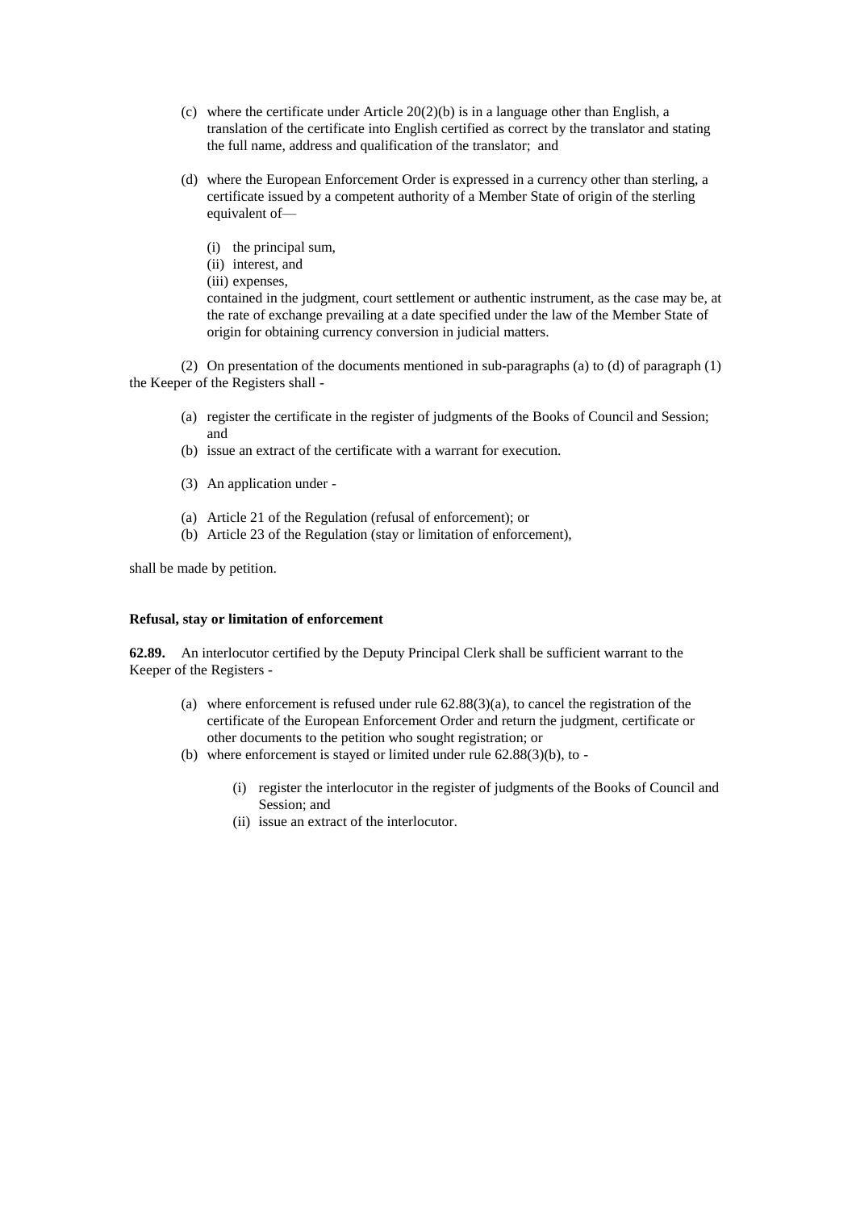(c) where the certificate under Article 20(2)(b) is in a language other than English, a translation of the certificate into English certified as correct by the translator and stating the full name, address and qualification of the translator; and

(d) where the European Enforcement Order is expressed in a currency other than sterling, a certificate issued by a competent authority of a Member State of origin of the sterling equivalent of—

(i) the principal sum,
(ii) interest, and
(iii) expenses,

contained in the judgment, court settlement or authentic instrument, as the case may be, at the rate of exchange prevailing at a date specified under the law of the Member State of origin for obtaining currency conversion in judicial matters.

(2) On presentation of the documents mentioned in sub-paragraphs (a) to (d) of paragraph (1) the Keeper of the Registers shall -

(a) register the certificate in the register of judgments of the Books of Council and Session; and
(b) issue an extract of the certificate with a warrant for execution.

(3) An application under -

(a) Article 21 of the Regulation (refusal of enforcement); or
(b) Article 23 of the Regulation (stay or limitation of enforcement),

shall be made by petition.

**Refusal, stay or limitation of enforcement**

**62.89.** An interlocutor certified by the Deputy Principal Clerk shall be sufficient warrant to the Keeper of the Registers -

(a) where enforcement is refused under rule 62.88(3)(a), to cancel the registration of the certificate of the European Enforcement Order and return the judgment, certificate or other documents to the petition who sought registration; or
(b) where enforcement is stayed or limited under rule 62.88(3)(b), to -

(i) register the interlocutor in the register of judgments of the Books of Council and Session; and
(ii) issue an extract of the interlocutor.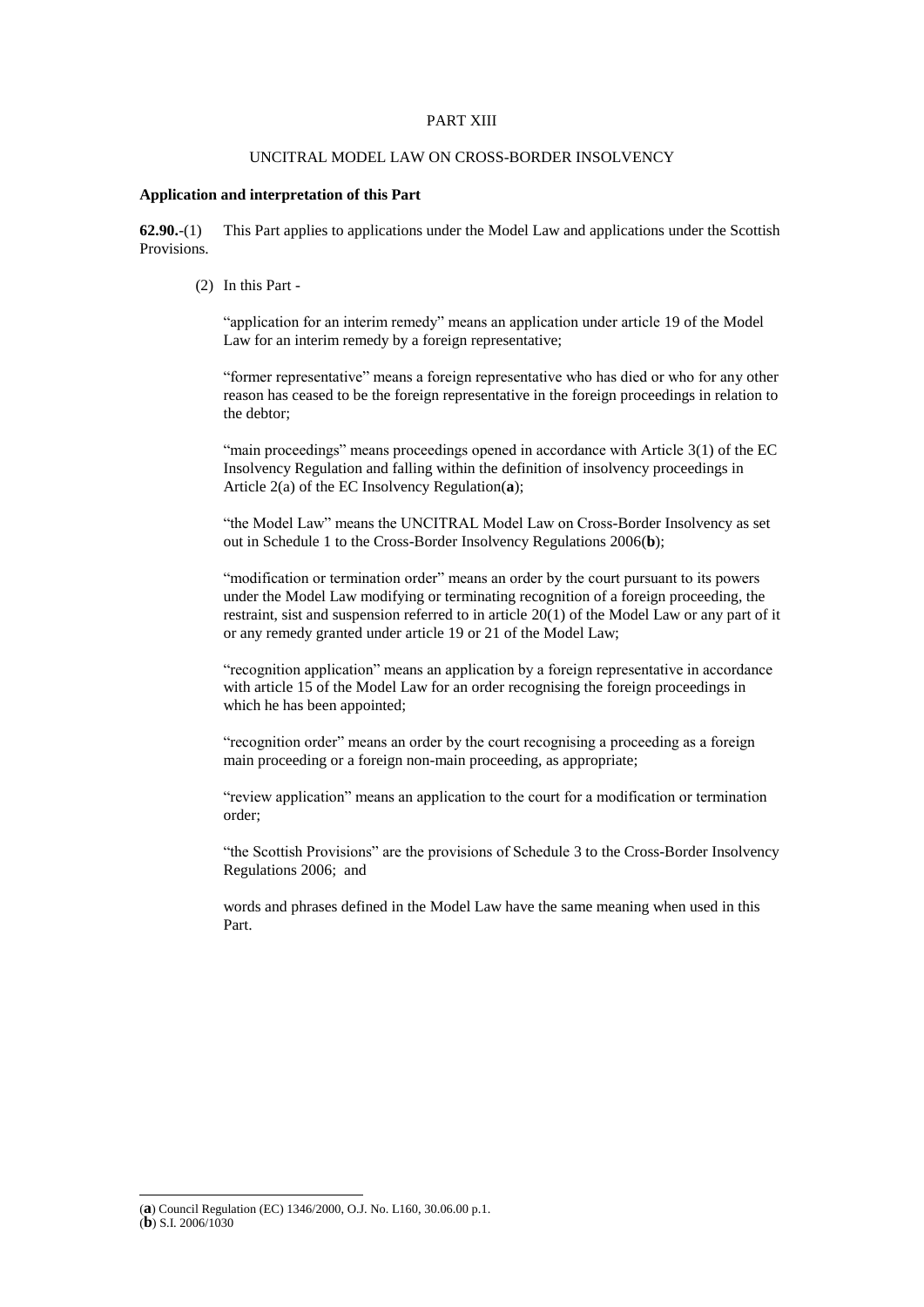PART XIII

UNCITRAL MODEL LAW ON CROSS-BORDER INSOLVENCY

**Application and interpretation of this Part**

**62.90.**-(1) This Part applies to applications under the Model Law and applications under the Scottish Provisions.

(2) In this Part -

"application for an interim remedy" means an application under article 19 of the Model Law for an interim remedy by a foreign representative;

"former representative" means a foreign representative who has died or who for any other reason has ceased to be the foreign representative in the foreign proceedings in relation to the debtor;

"main proceedings" means proceedings opened in accordance with Article 3(1) of the EC Insolvency Regulation and falling within the definition of insolvency proceedings in Article 2(a) of the EC Insolvency Regulation(**a**);

"the Model Law" means the UNCITRAL Model Law on Cross-Border Insolvency as set out in Schedule 1 to the Cross-Border Insolvency Regulations 2006(**b**);

"modification or termination order" means an order by the court pursuant to its powers under the Model Law modifying or terminating recognition of a foreign proceeding, the restraint, sist and suspension referred to in article 20(1) of the Model Law or any part of it or any remedy granted under article 19 or 21 of the Model Law;

"recognition application" means an application by a foreign representative in accordance with article 15 of the Model Law for an order recognising the foreign proceedings in which he has been appointed;

"recognition order" means an order by the court recognising a proceeding as a foreign main proceeding or a foreign non-main proceeding, as appropriate;

"review application" means an application to the court for a modification or termination order;

"the Scottish Provisions" are the provisions of Schedule 3 to the Cross-Border Insolvency Regulations 2006; and

words and phrases defined in the Model Law have the same meaning when used in this Part.

---

(**a**) Council Regulation (EC) 1346/2000, O.J. No. L160, 30.06.00 p.1.
(**b**) S.I. 2006/1030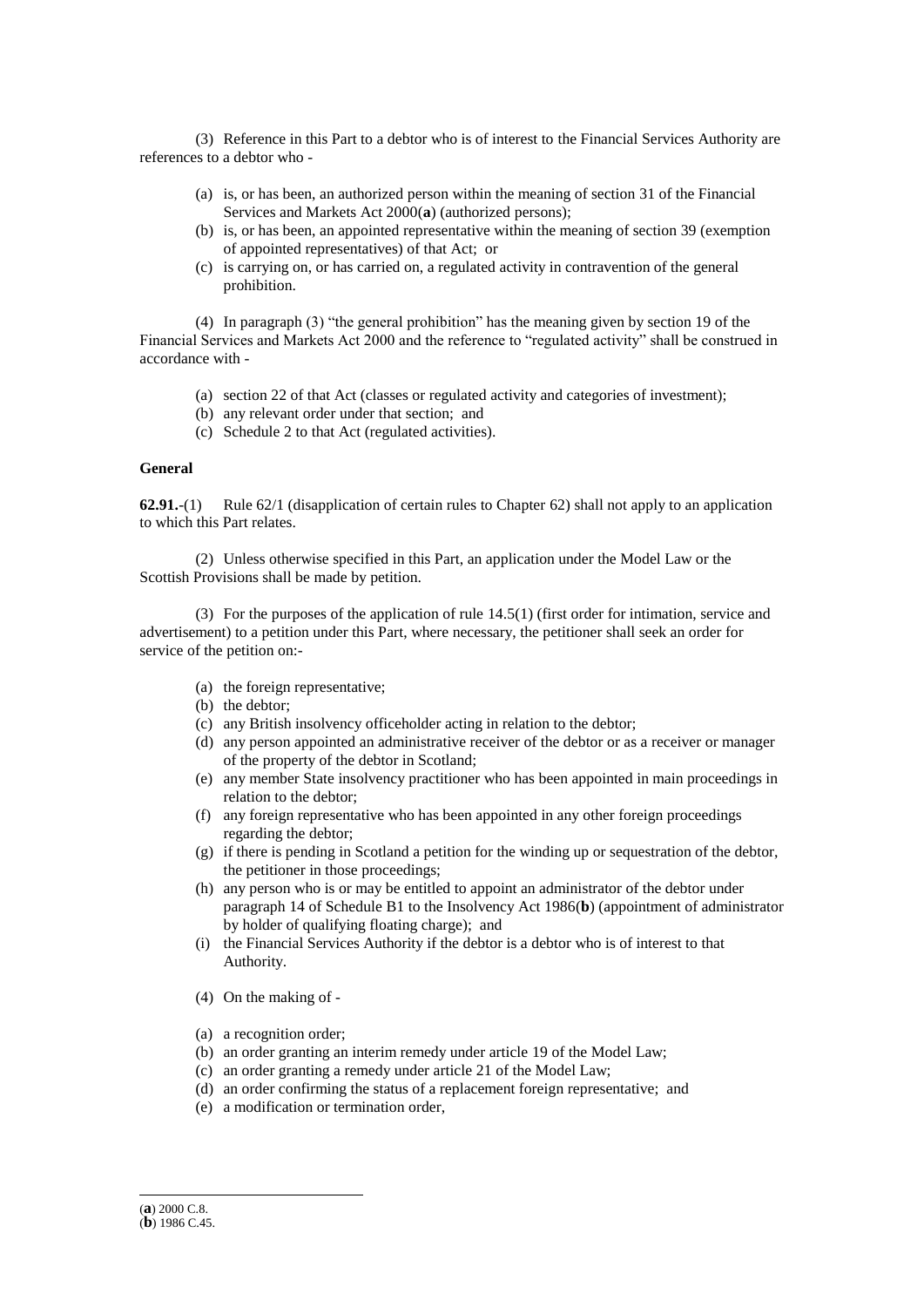(3) Reference in this Part to a debtor who is of interest to the Financial Services Authority are references to a debtor who -

- (a) is, or has been, an authorized person within the meaning of section 31 of the Financial Services and Markets Act 2000(**a**) (authorized persons);
- (b) is, or has been, an appointed representative within the meaning of section 39 (exemption of appointed representatives) of that Act; or
- (c) is carrying on, or has carried on, a regulated activity in contravention of the general prohibition.

(4) In paragraph (3) "the general prohibition" has the meaning given by section 19 of the Financial Services and Markets Act 2000 and the reference to "regulated activity" shall be construed in accordance with -

- (a) section 22 of that Act (classes or regulated activity and categories of investment);
- (b) any relevant order under that section; and
- (c) Schedule 2 to that Act (regulated activities).

**General**

**62.91.**-(1) Rule 62/1 (disapplication of certain rules to Chapter 62) shall not apply to an application to which this Part relates.

(2) Unless otherwise specified in this Part, an application under the Model Law or the Scottish Provisions shall be made by petition.

(3) For the purposes of the application of rule 14.5(1) (first order for intimation, service and advertisement) to a petition under this Part, where necessary, the petitioner shall seek an order for service of the petition on:-

- (a) the foreign representative;
- (b) the debtor;
- (c) any British insolvency officeholder acting in relation to the debtor;
- (d) any person appointed an administrative receiver of the debtor or as a receiver or manager of the property of the debtor in Scotland;
- (e) any member State insolvency practitioner who has been appointed in main proceedings in relation to the debtor;
- (f) any foreign representative who has been appointed in any other foreign proceedings regarding the debtor;
- (g) if there is pending in Scotland a petition for the winding up or sequestration of the debtor, the petitioner in those proceedings;
- (h) any person who is or may be entitled to appoint an administrator of the debtor under paragraph 14 of Schedule B1 to the Insolvency Act 1986(**b**) (appointment of administrator by holder of qualifying floating charge); and
- (i) the Financial Services Authority if the debtor is a debtor who is of interest to that Authority.

(4) On the making of -

- (a) a recognition order;
- (b) an order granting an interim remedy under article 19 of the Model Law;
- (c) an order granting a remedy under article 21 of the Model Law;
- (d) an order confirming the status of a replacement foreign representative; and
- (e) a modification or termination order,

---

(**a**) 2000 C.8.
(**b**) 1986 C.45.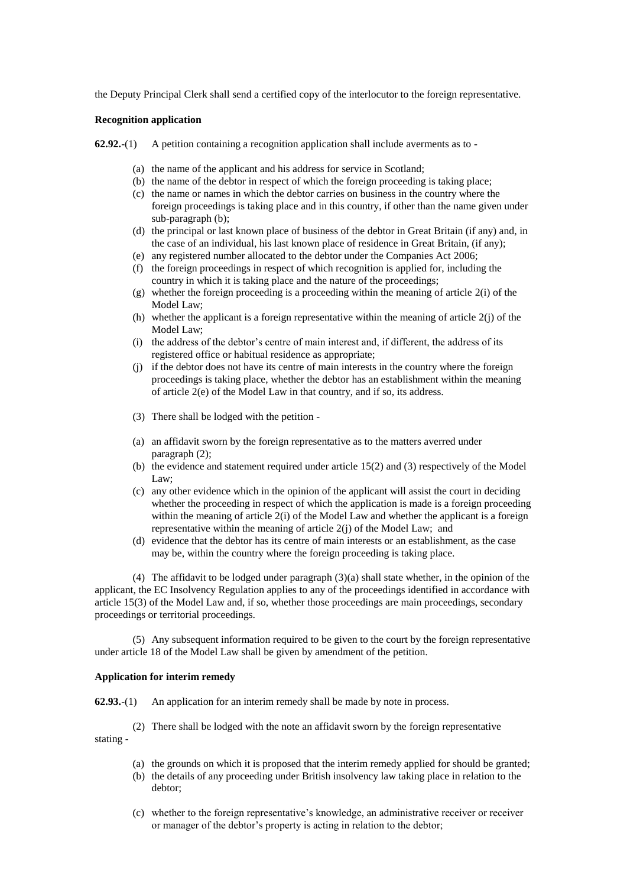the Deputy Principal Clerk shall send a certified copy of the interlocutor to the foreign representative.

**Recognition application**

**62.92.**-(1) A petition containing a recognition application shall include averments as to -

- (a) the name of the applicant and his address for service in Scotland;
- (b) the name of the debtor in respect of which the foreign proceeding is taking place;
- (c) the name or names in which the debtor carries on business in the country where the foreign proceedings is taking place and in this country, if other than the name given under sub-paragraph (b);
- (d) the principal or last known place of business of the debtor in Great Britain (if any) and, in the case of an individual, his last known place of residence in Great Britain, (if any);
- (e) any registered number allocated to the debtor under the Companies Act 2006;
- (f) the foreign proceedings in respect of which recognition is applied for, including the country in which it is taking place and the nature of the proceedings;
- (g) whether the foreign proceeding is a proceeding within the meaning of article 2(i) of the Model Law;
- (h) whether the applicant is a foreign representative within the meaning of article 2(j) of the Model Law;
- (i) the address of the debtor's centre of main interest and, if different, the address of its registered office or habitual residence as appropriate;
- (j) if the debtor does not have its centre of main interests in the country where the foreign proceedings is taking place, whether the debtor has an establishment within the meaning of article 2(e) of the Model Law in that country, and if so, its address.

(3) There shall be lodged with the petition -

- (a) an affidavit sworn by the foreign representative as to the matters averred under paragraph (2);
- (b) the evidence and statement required under article 15(2) and (3) respectively of the Model Law;
- (c) any other evidence which in the opinion of the applicant will assist the court in deciding whether the proceeding in respect of which the application is made is a foreign proceeding within the meaning of article 2(i) of the Model Law and whether the applicant is a foreign representative within the meaning of article 2(j) of the Model Law; and
- (d) evidence that the debtor has its centre of main interests or an establishment, as the case may be, within the country where the foreign proceeding is taking place.

(4) The affidavit to be lodged under paragraph (3)(a) shall state whether, in the opinion of the applicant, the EC Insolvency Regulation applies to any of the proceedings identified in accordance with article 15(3) of the Model Law and, if so, whether those proceedings are main proceedings, secondary proceedings or territorial proceedings.

(5) Any subsequent information required to be given to the court by the foreign representative under article 18 of the Model Law shall be given by amendment of the petition.

**Application for interim remedy**

**62.93.**-(1) An application for an interim remedy shall be made by note in process.

(2) There shall be lodged with the note an affidavit sworn by the foreign representative stating -

- (a) the grounds on which it is proposed that the interim remedy applied for should be granted;
- (b) the details of any proceeding under British insolvency law taking place in relation to the debtor;
- (c) whether to the foreign representative's knowledge, an administrative receiver or receiver or manager of the debtor's property is acting in relation to the debtor;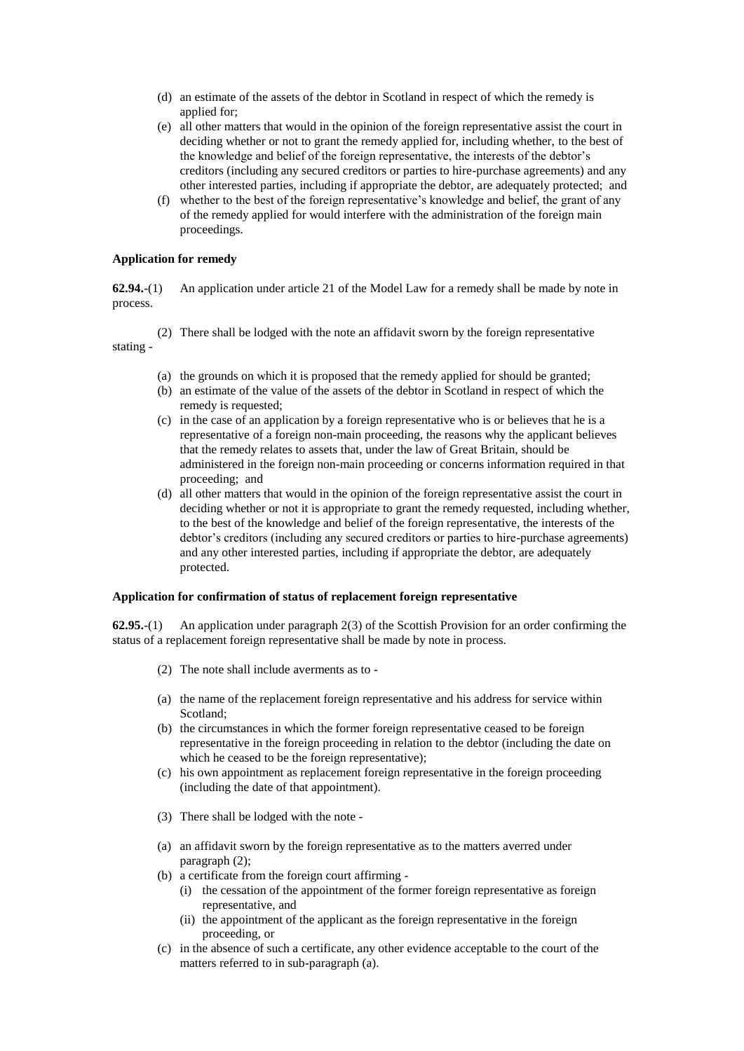(d) an estimate of the assets of the debtor in Scotland in respect of which the remedy is applied for;

(e) all other matters that would in the opinion of the foreign representative assist the court in deciding whether or not to grant the remedy applied for, including whether, to the best of the knowledge and belief of the foreign representative, the interests of the debtor's creditors (including any secured creditors or parties to hire-purchase agreements) and any other interested parties, including if appropriate the debtor, are adequately protected; and

(f) whether to the best of the foreign representative's knowledge and belief, the grant of any of the remedy applied for would interfere with the administration of the foreign main proceedings.

**Application for remedy**

**62.94.**-(1) An application under article 21 of the Model Law for a remedy shall be made by note in process.

(2) There shall be lodged with the note an affidavit sworn by the foreign representative stating -

(a) the grounds on which it is proposed that the remedy applied for should be granted;

(b) an estimate of the value of the assets of the debtor in Scotland in respect of which the remedy is requested;

(c) in the case of an application by a foreign representative who is or believes that he is a representative of a foreign non-main proceeding, the reasons why the applicant believes that the remedy relates to assets that, under the law of Great Britain, should be administered in the foreign non-main proceeding or concerns information required in that proceeding; and

(d) all other matters that would in the opinion of the foreign representative assist the court in deciding whether or not it is appropriate to grant the remedy requested, including whether, to the best of the knowledge and belief of the foreign representative, the interests of the debtor's creditors (including any secured creditors or parties to hire-purchase agreements) and any other interested parties, including if appropriate the debtor, are adequately protected.

**Application for confirmation of status of replacement foreign representative**

**62.95.**-(1) An application under paragraph 2(3) of the Scottish Provision for an order confirming the status of a replacement foreign representative shall be made by note in process.

(2) The note shall include averments as to -

(a) the name of the replacement foreign representative and his address for service within Scotland;

(b) the circumstances in which the former foreign representative ceased to be foreign representative in the foreign proceeding in relation to the debtor (including the date on which he ceased to be the foreign representative);

(c) his own appointment as replacement foreign representative in the foreign proceeding (including the date of that appointment).

(3) There shall be lodged with the note -

(a) an affidavit sworn by the foreign representative as to the matters averred under paragraph (2);

(b) a certificate from the foreign court affirming -
   (i) the cessation of the appointment of the former foreign representative as foreign representative, and
   (ii) the appointment of the applicant as the foreign representative in the foreign proceeding, or

(c) in the absence of such a certificate, any other evidence acceptable to the court of the matters referred to in sub-paragraph (a).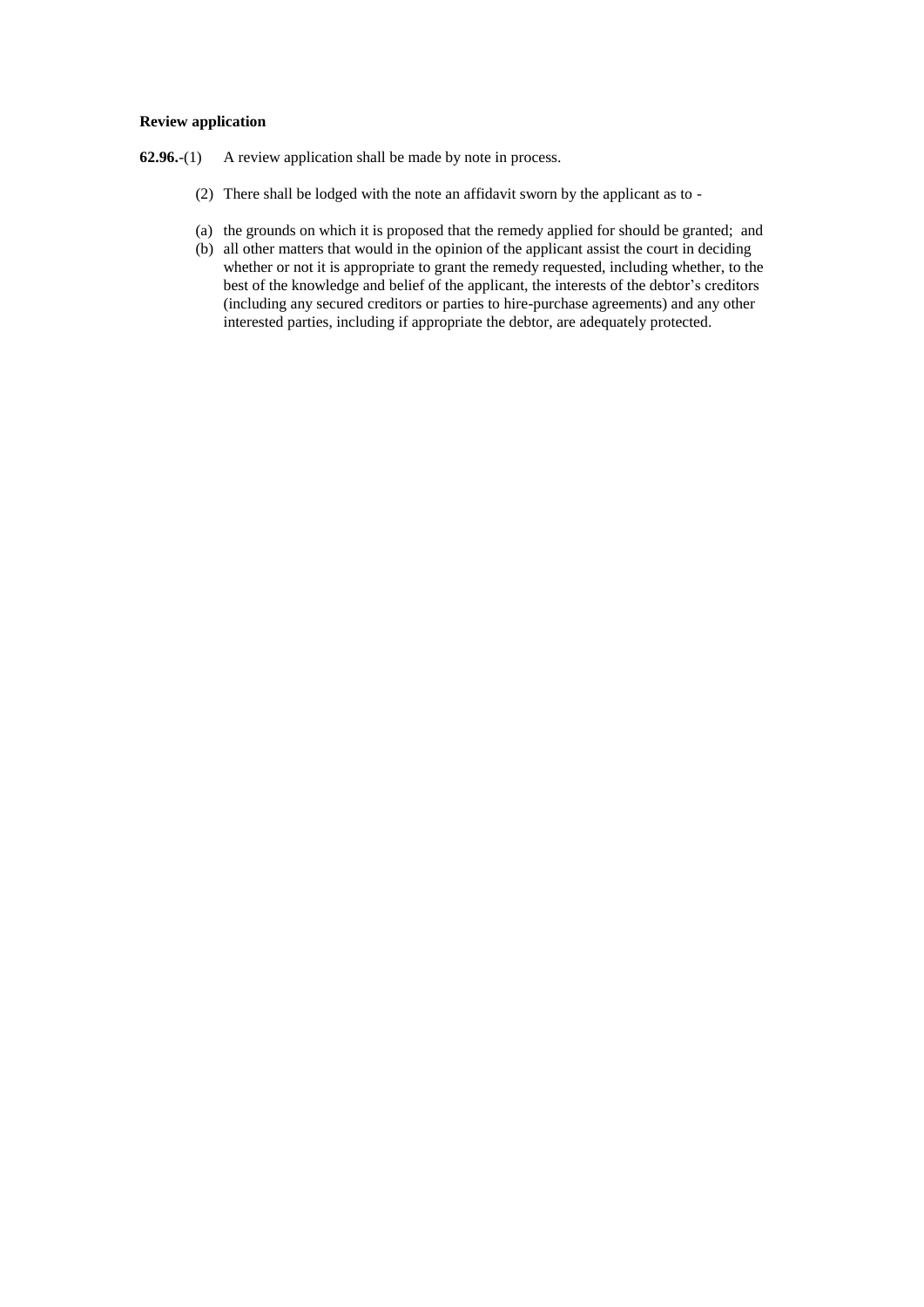**Review application**

**62.96.**-(1) A review application shall be made by note in process.

(2) There shall be lodged with the note an affidavit sworn by the applicant as to -

(a) the grounds on which it is proposed that the remedy applied for should be granted; and
(b) all other matters that would in the opinion of the applicant assist the court in deciding whether or not it is appropriate to grant the remedy requested, including whether, to the best of the knowledge and belief of the applicant, the interests of the debtor's creditors (including any secured creditors or parties to hire-purchase agreements) and any other interested parties, including if appropriate the debtor, are adequately protected.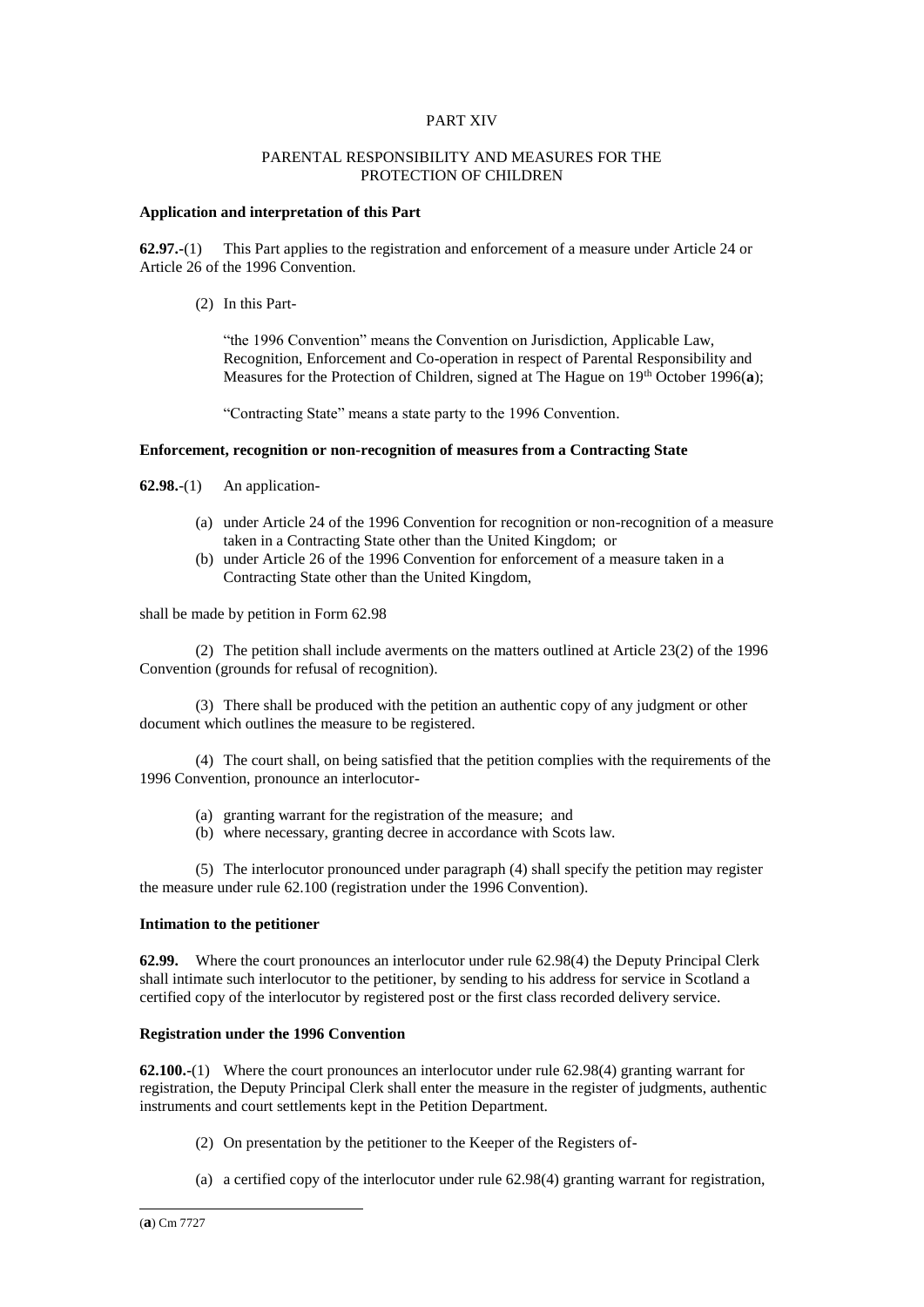PART XIV

PARENTAL RESPONSIBILITY AND MEASURES FOR THE PROTECTION OF CHILDREN

**Application and interpretation of this Part**

**62.97.**-(1) This Part applies to the registration and enforcement of a measure under Article 24 or Article 26 of the 1996 Convention.

(2) In this Part-

"the 1996 Convention" means the Convention on Jurisdiction, Applicable Law, Recognition, Enforcement and Co-operation in respect of Parental Responsibility and Measures for the Protection of Children, signed at The Hague on 19th October 1996(**a**);

"Contracting State" means a state party to the 1996 Convention.

**Enforcement, recognition or non-recognition of measures from a Contracting State**

**62.98.**-(1) An application-

(a) under Article 24 of the 1996 Convention for recognition or non-recognition of a measure taken in a Contracting State other than the United Kingdom; or
(b) under Article 26 of the 1996 Convention for enforcement of a measure taken in a Contracting State other than the United Kingdom,

shall be made by petition in Form 62.98

(2) The petition shall include averments on the matters outlined at Article 23(2) of the 1996 Convention (grounds for refusal of recognition).

(3) There shall be produced with the petition an authentic copy of any judgment or other document which outlines the measure to be registered.

(4) The court shall, on being satisfied that the petition complies with the requirements of the 1996 Convention, pronounce an interlocutor-

(a) granting warrant for the registration of the measure; and
(b) where necessary, granting decree in accordance with Scots law.

(5) The interlocutor pronounced under paragraph (4) shall specify the petition may register the measure under rule 62.100 (registration under the 1996 Convention).

**Intimation to the petitioner**

**62.99.** Where the court pronounces an interlocutor under rule 62.98(4) the Deputy Principal Clerk shall intimate such interlocutor to the petitioner, by sending to his address for service in Scotland a certified copy of the interlocutor by registered post or the first class recorded delivery service.

**Registration under the 1996 Convention**

**62.100.**-(1) Where the court pronounces an interlocutor under rule 62.98(4) granting warrant for registration, the Deputy Principal Clerk shall enter the measure in the register of judgments, authentic instruments and court settlements kept in the Petition Department.

(2) On presentation by the petitioner to the Keeper of the Registers of-

(a) a certified copy of the interlocutor under rule 62.98(4) granting warrant for registration,

(**a**) Cm 7727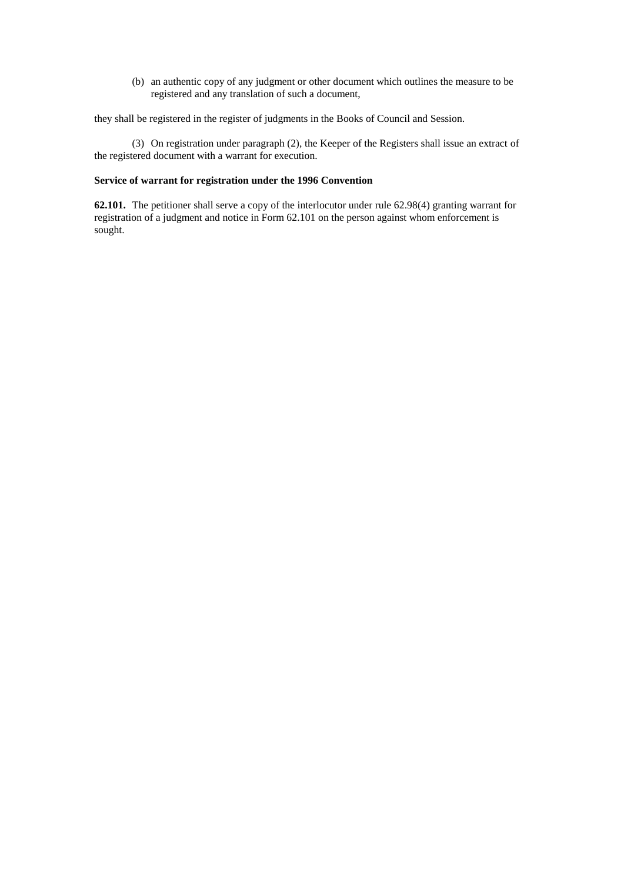(b) an authentic copy of any judgment or other document which outlines the measure to be registered and any translation of such a document,

they shall be registered in the register of judgments in the Books of Council and Session.

(3) On registration under paragraph (2), the Keeper of the Registers shall issue an extract of the registered document with a warrant for execution.

**Service of warrant for registration under the 1996 Convention**

**62.101.** The petitioner shall serve a copy of the interlocutor under rule 62.98(4) granting warrant for registration of a judgment and notice in Form 62.101 on the person against whom enforcement is sought.